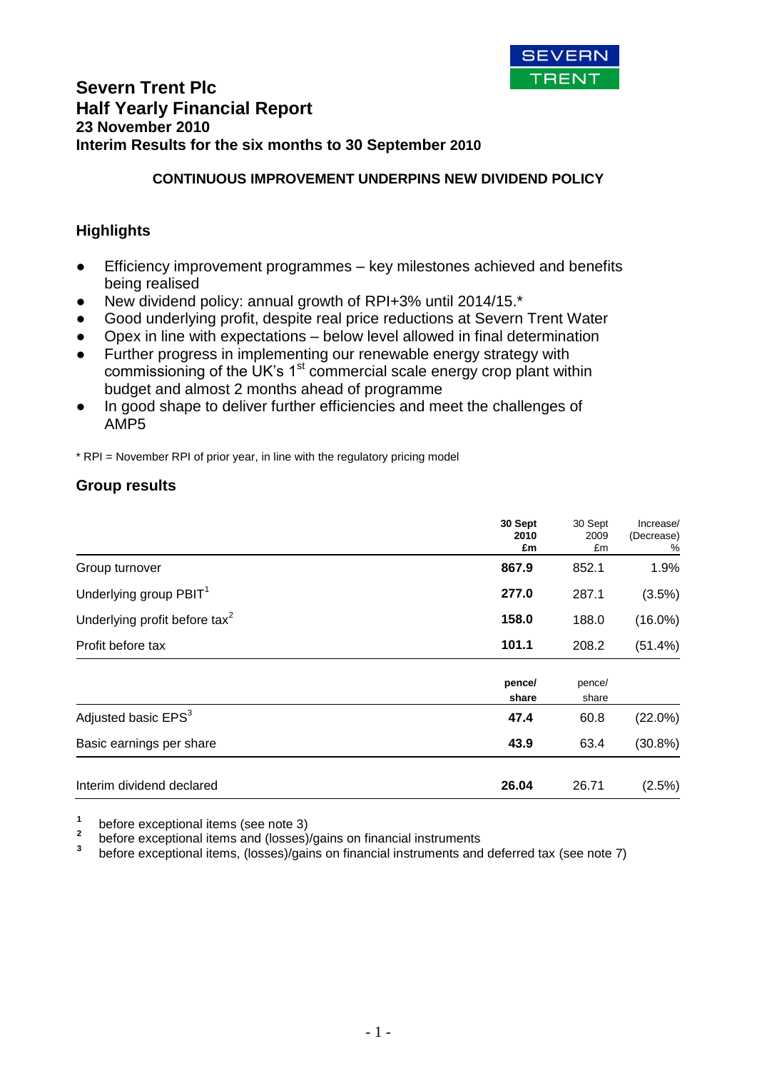# Severn Trent Plc
# Half Yearly Financial Report
### 23 November 2010
### Interim Results for the six months to 30 September 2010

**CONTINUOUS IMPROVEMENT UNDERPINS NEW DIVIDEND POLICY**

## Highlights

- Efficiency improvement programmes – key milestones achieved and benefits being realised
- New dividend policy: annual growth of RPI+3% until 2014/15.*
- Good underlying profit, despite real price reductions at Severn Trent Water
- Opex in line with expectations – below level allowed in final determination
- Further progress in implementing our renewable energy strategy with commissioning of the UK's 1st commercial scale energy crop plant within budget and almost 2 months ahead of programme
- In good shape to deliver further efficiencies and meet the challenges of AMP5

\* RPI = November RPI of prior year, in line with the regulatory pricing model

## Group results

| | **30 Sept 2010 £m** | 30 Sept 2009 £m | Increase/ (Decrease) % |
|---|---|---|---|
| Group turnover | **867.9** | 852.1 | 1.9% |
| Underlying group PBIT[1] | **277.0** | 287.1 | (3.5%) |
| Underlying profit before tax[2] | **158.0** | 188.0 | (16.0%) |
| Profit before tax | **101.1** | 208.2 | (51.4%) |
| | **pence/ share** | pence/ share | |
| Adjusted basic EPS[3] | **47.4** | 60.8 | (22.0%) |
| Basic earnings per share | **43.9** | 63.4 | (30.8%) |
| Interim dividend declared | **26.04** | 26.71 | (2.5%) |

[1] before exceptional items (see note 3)
[2] before exceptional items and (losses)/gains on financial instruments
[3] before exceptional items, (losses)/gains on financial instruments and deferred tax (see note 7)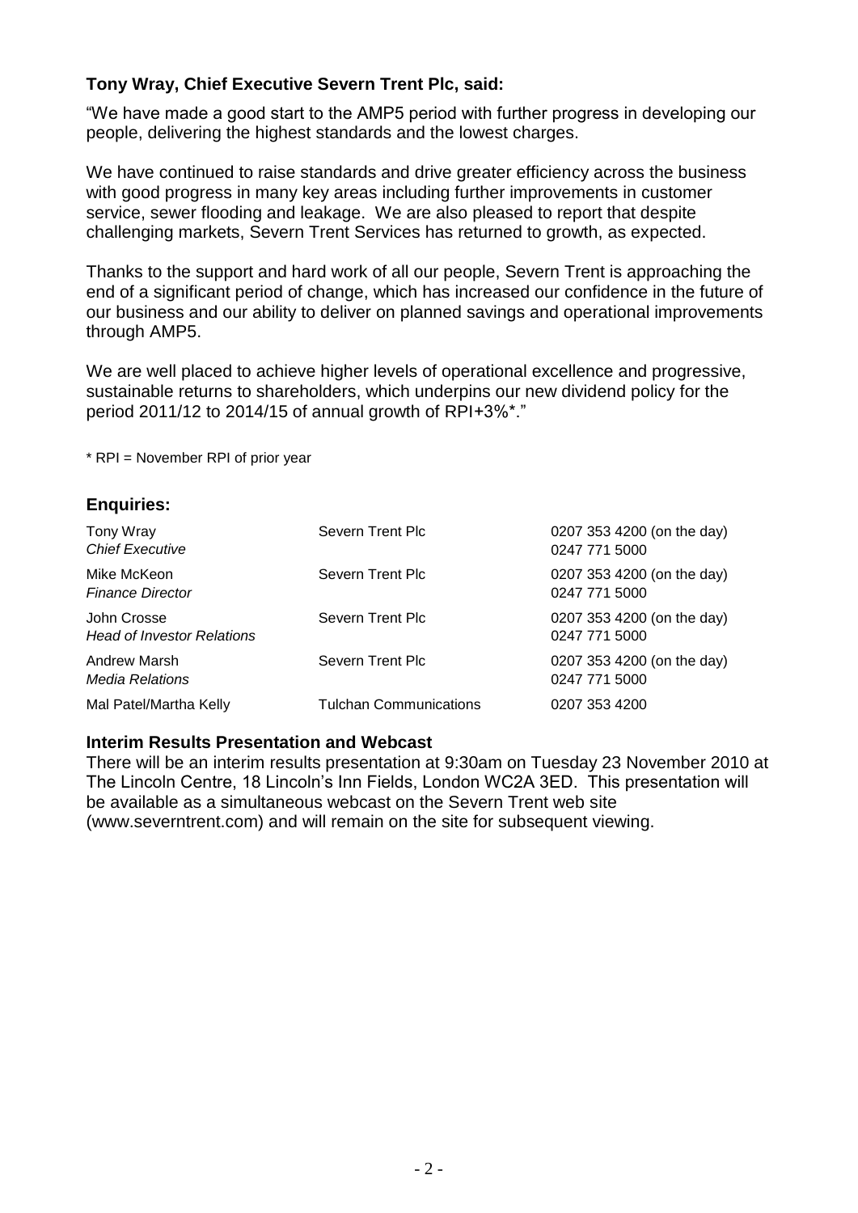**Tony Wray, Chief Executive Severn Trent Plc, said:**

"We have made a good start to the AMP5 period with further progress in developing our people, delivering the highest standards and the lowest charges.

We have continued to raise standards and drive greater efficiency across the business with good progress in many key areas including further improvements in customer service, sewer flooding and leakage. We are also pleased to report that despite challenging markets, Severn Trent Services has returned to growth, as expected.

Thanks to the support and hard work of all our people, Severn Trent is approaching the end of a significant period of change, which has increased our confidence in the future of our business and our ability to deliver on planned savings and operational improvements through AMP5.

We are well placed to achieve higher levels of operational excellence and progressive, sustainable returns to shareholders, which underpins our new dividend policy for the period 2011/12 to 2014/15 of annual growth of RPI+3%*."

* RPI = November RPI of prior year

## Enquiries:

| | | |
|---|---|---|
| Tony Wray<br>*Chief Executive* | Severn Trent Plc | 0207 353 4200 (on the day)<br>0247 771 5000 |
| Mike McKeon<br>*Finance Director* | Severn Trent Plc | 0207 353 4200 (on the day)<br>0247 771 5000 |
| John Crosse<br>*Head of Investor Relations* | Severn Trent Plc | 0207 353 4200 (on the day)<br>0247 771 5000 |
| Andrew Marsh<br>*Media Relations* | Severn Trent Plc | 0207 353 4200 (on the day)<br>0247 771 5000 |
| Mal Patel/Martha Kelly | Tulchan Communications | 0207 353 4200 |

## Interim Results Presentation and Webcast

There will be an interim results presentation at 9:30am on Tuesday 23 November 2010 at The Lincoln Centre, 18 Lincoln's Inn Fields, London WC2A 3ED. This presentation will be available as a simultaneous webcast on the Severn Trent web site (www.severntrent.com) and will remain on the site for subsequent viewing.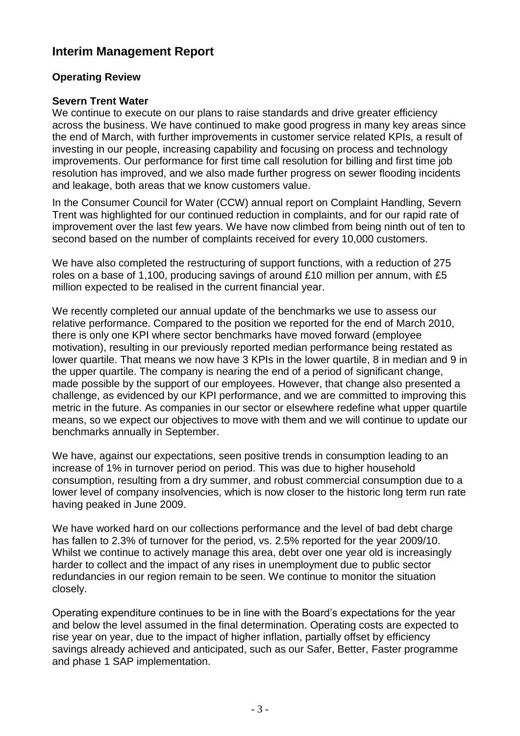# Interim Management Report

## Operating Review

### Severn Trent Water

We continue to execute on our plans to raise standards and drive greater efficiency across the business. We have continued to make good progress in many key areas since the end of March, with further improvements in customer service related KPIs, a result of investing in our people, increasing capability and focusing on process and technology improvements. Our performance for first time call resolution for billing and first time job resolution has improved, and we also made further progress on sewer flooding incidents and leakage, both areas that we know customers value.

In the Consumer Council for Water (CCW) annual report on Complaint Handling, Severn Trent was highlighted for our continued reduction in complaints, and for our rapid rate of improvement over the last few years. We have now climbed from being ninth out of ten to second based on the number of complaints received for every 10,000 customers.

We have also completed the restructuring of support functions, with a reduction of 275 roles on a base of 1,100, producing savings of around £10 million per annum, with £5 million expected to be realised in the current financial year.

We recently completed our annual update of the benchmarks we use to assess our relative performance. Compared to the position we reported for the end of March 2010, there is only one KPI where sector benchmarks have moved forward (employee motivation), resulting in our previously reported median performance being restated as lower quartile. That means we now have 3 KPIs in the lower quartile, 8 in median and 9 in the upper quartile. The company is nearing the end of a period of significant change, made possible by the support of our employees. However, that change also presented a challenge, as evidenced by our KPI performance, and we are committed to improving this metric in the future. As companies in our sector or elsewhere redefine what upper quartile means, so we expect our objectives to move with them and we will continue to update our benchmarks annually in September.

We have, against our expectations, seen positive trends in consumption leading to an increase of 1% in turnover period on period. This was due to higher household consumption, resulting from a dry summer, and robust commercial consumption due to a lower level of company insolvencies, which is now closer to the historic long term run rate having peaked in June 2009.

We have worked hard on our collections performance and the level of bad debt charge has fallen to 2.3% of turnover for the period, vs. 2.5% reported for the year 2009/10. Whilst we continue to actively manage this area, debt over one year old is increasingly harder to collect and the impact of any rises in unemployment due to public sector redundancies in our region remain to be seen. We continue to monitor the situation closely.

Operating expenditure continues to be in line with the Board's expectations for the year and below the level assumed in the final determination. Operating costs are expected to rise year on year, due to the impact of higher inflation, partially offset by efficiency savings already achieved and anticipated, such as our Safer, Better, Faster programme and phase 1 SAP implementation.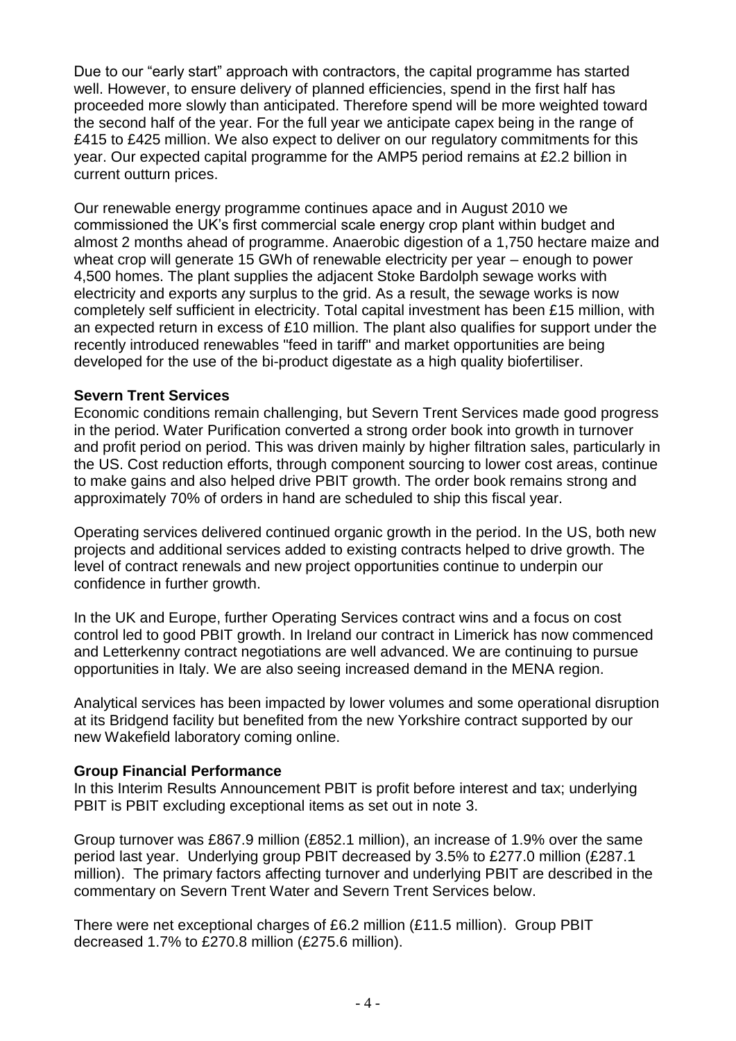Due to our "early start" approach with contractors, the capital programme has started well. However, to ensure delivery of planned efficiencies, spend in the first half has proceeded more slowly than anticipated. Therefore spend will be more weighted toward the second half of the year. For the full year we anticipate capex being in the range of £415 to £425 million. We also expect to deliver on our regulatory commitments for this year. Our expected capital programme for the AMP5 period remains at £2.2 billion in current outturn prices.

Our renewable energy programme continues apace and in August 2010 we commissioned the UK's first commercial scale energy crop plant within budget and almost 2 months ahead of programme. Anaerobic digestion of a 1,750 hectare maize and wheat crop will generate 15 GWh of renewable electricity per year – enough to power 4,500 homes. The plant supplies the adjacent Stoke Bardolph sewage works with electricity and exports any surplus to the grid. As a result, the sewage works is now completely self sufficient in electricity. Total capital investment has been £15 million, with an expected return in excess of £10 million. The plant also qualifies for support under the recently introduced renewables "feed in tariff" and market opportunities are being developed for the use of the bi-product digestate as a high quality biofertiliser.

**Severn Trent Services**

Economic conditions remain challenging, but Severn Trent Services made good progress in the period. Water Purification converted a strong order book into growth in turnover and profit period on period. This was driven mainly by higher filtration sales, particularly in the US. Cost reduction efforts, through component sourcing to lower cost areas, continue to make gains and also helped drive PBIT growth. The order book remains strong and approximately 70% of orders in hand are scheduled to ship this fiscal year.

Operating services delivered continued organic growth in the period. In the US, both new projects and additional services added to existing contracts helped to drive growth. The level of contract renewals and new project opportunities continue to underpin our confidence in further growth.

In the UK and Europe, further Operating Services contract wins and a focus on cost control led to good PBIT growth. In Ireland our contract in Limerick has now commenced and Letterkenny contract negotiations are well advanced. We are continuing to pursue opportunities in Italy. We are also seeing increased demand in the MENA region.

Analytical services has been impacted by lower volumes and some operational disruption at its Bridgend facility but benefited from the new Yorkshire contract supported by our new Wakefield laboratory coming online.

**Group Financial Performance**

In this Interim Results Announcement PBIT is profit before interest and tax; underlying PBIT is PBIT excluding exceptional items as set out in note 3.

Group turnover was £867.9 million (£852.1 million), an increase of 1.9% over the same period last year. Underlying group PBIT decreased by 3.5% to £277.0 million (£287.1 million). The primary factors affecting turnover and underlying PBIT are described in the commentary on Severn Trent Water and Severn Trent Services below.

There were net exceptional charges of £6.2 million (£11.5 million). Group PBIT decreased 1.7% to £270.8 million (£275.6 million).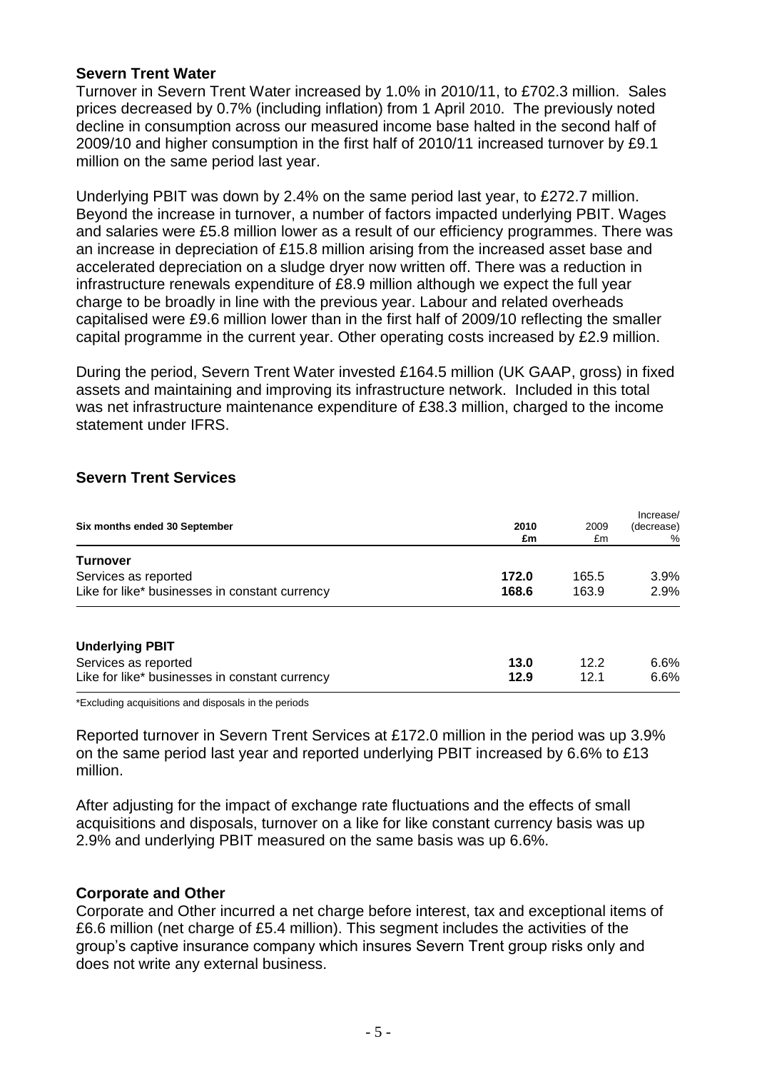## Severn Trent Water

Turnover in Severn Trent Water increased by 1.0% in 2010/11, to £702.3 million. Sales prices decreased by 0.7% (including inflation) from 1 April 2010. The previously noted decline in consumption across our measured income base halted in the second half of 2009/10 and higher consumption in the first half of 2010/11 increased turnover by £9.1 million on the same period last year.

Underlying PBIT was down by 2.4% on the same period last year, to £272.7 million. Beyond the increase in turnover, a number of factors impacted underlying PBIT. Wages and salaries were £5.8 million lower as a result of our efficiency programmes. There was an increase in depreciation of £15.8 million arising from the increased asset base and accelerated depreciation on a sludge dryer now written off. There was a reduction in infrastructure renewals expenditure of £8.9 million although we expect the full year charge to be broadly in line with the previous year. Labour and related overheads capitalised were £9.6 million lower than in the first half of 2009/10 reflecting the smaller capital programme in the current year. Other operating costs increased by £2.9 million.

During the period, Severn Trent Water invested £164.5 million (UK GAAP, gross) in fixed assets and maintaining and improving its infrastructure network. Included in this total was net infrastructure maintenance expenditure of £38.3 million, charged to the income statement under IFRS.

## Severn Trent Services

| Six months ended 30 September | 2010 £m | 2009 £m | Increase/ (decrease) % |
|---|---|---|---|
| **Turnover** | | | |
| Services as reported | **172.0** | 165.5 | 3.9% |
| Like for like* businesses in constant currency | **168.6** | 163.9 | 2.9% |
| **Underlying PBIT** | | | |
| Services as reported | **13.0** | 12.2 | 6.6% |
| Like for like* businesses in constant currency | **12.9** | 12.1 | 6.6% |

*Excluding acquisitions and disposals in the periods

Reported turnover in Severn Trent Services at £172.0 million in the period was up 3.9% on the same period last year and reported underlying PBIT increased by 6.6% to £13 million.

After adjusting for the impact of exchange rate fluctuations and the effects of small acquisitions and disposals, turnover on a like for like constant currency basis was up 2.9% and underlying PBIT measured on the same basis was up 6.6%.

## Corporate and Other

Corporate and Other incurred a net charge before interest, tax and exceptional items of £6.6 million (net charge of £5.4 million). This segment includes the activities of the group's captive insurance company which insures Severn Trent group risks only and does not write any external business.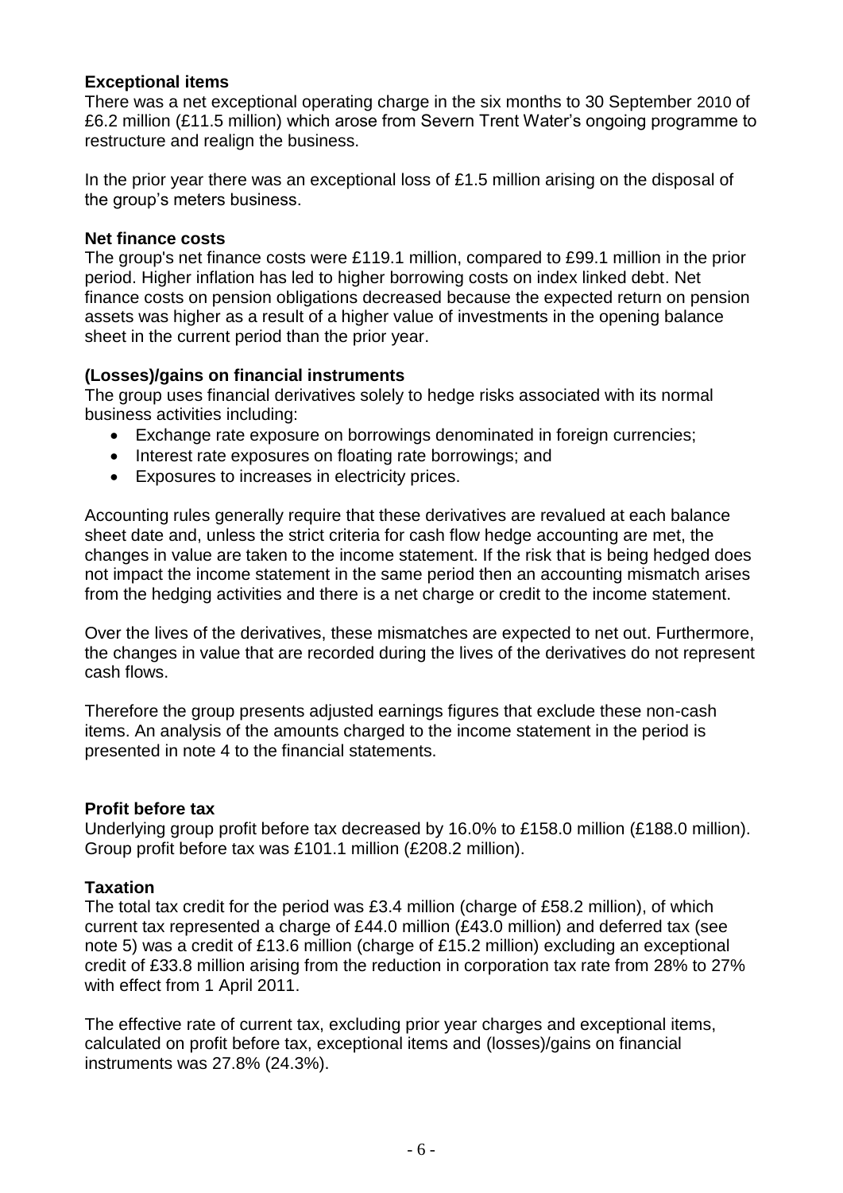**Exceptional items**

There was a net exceptional operating charge in the six months to 30 September 2010 of £6.2 million (£11.5 million) which arose from Severn Trent Water's ongoing programme to restructure and realign the business.

In the prior year there was an exceptional loss of £1.5 million arising on the disposal of the group's meters business.

**Net finance costs**

The group's net finance costs were £119.1 million, compared to £99.1 million in the prior period. Higher inflation has led to higher borrowing costs on index linked debt. Net finance costs on pension obligations decreased because the expected return on pension assets was higher as a result of a higher value of investments in the opening balance sheet in the current period than the prior year.

**(Losses)/gains on financial instruments**

The group uses financial derivatives solely to hedge risks associated with its normal business activities including:

- Exchange rate exposure on borrowings denominated in foreign currencies;
- Interest rate exposures on floating rate borrowings; and
- Exposures to increases in electricity prices.

Accounting rules generally require that these derivatives are revalued at each balance sheet date and, unless the strict criteria for cash flow hedge accounting are met, the changes in value are taken to the income statement. If the risk that is being hedged does not impact the income statement in the same period then an accounting mismatch arises from the hedging activities and there is a net charge or credit to the income statement.

Over the lives of the derivatives, these mismatches are expected to net out. Furthermore, the changes in value that are recorded during the lives of the derivatives do not represent cash flows.

Therefore the group presents adjusted earnings figures that exclude these non-cash items. An analysis of the amounts charged to the income statement in the period is presented in note 4 to the financial statements.

**Profit before tax**

Underlying group profit before tax decreased by 16.0% to £158.0 million (£188.0 million). Group profit before tax was £101.1 million (£208.2 million).

**Taxation**

The total tax credit for the period was £3.4 million (charge of £58.2 million), of which current tax represented a charge of £44.0 million (£43.0 million) and deferred tax (see note 5) was a credit of £13.6 million (charge of £15.2 million) excluding an exceptional credit of £33.8 million arising from the reduction in corporation tax rate from 28% to 27% with effect from 1 April 2011.

The effective rate of current tax, excluding prior year charges and exceptional items, calculated on profit before tax, exceptional items and (losses)/gains on financial instruments was 27.8% (24.3%).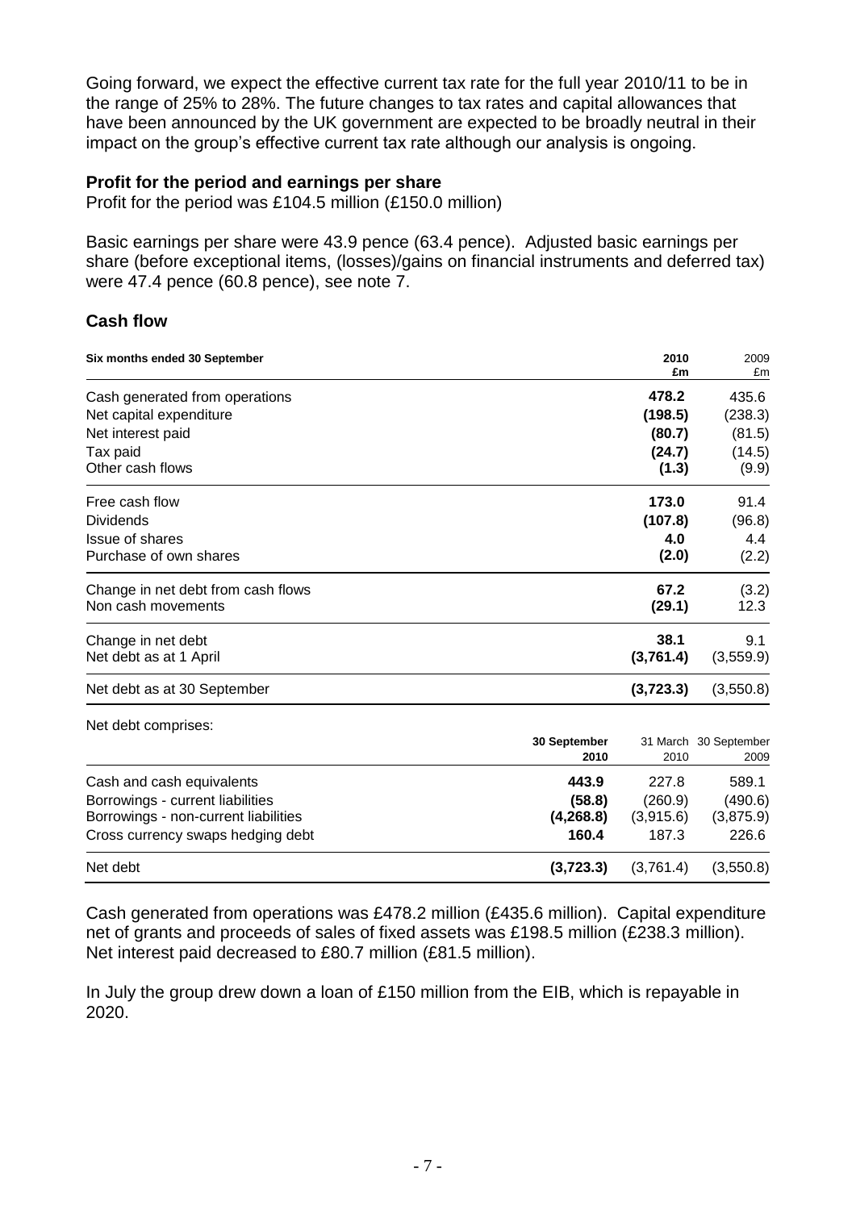Going forward, we expect the effective current tax rate for the full year 2010/11 to be in the range of 25% to 28%. The future changes to tax rates and capital allowances that have been announced by the UK government are expected to be broadly neutral in their impact on the group's effective current tax rate although our analysis is ongoing.

### Profit for the period and earnings per share

Profit for the period was £104.5 million (£150.0 million)

Basic earnings per share were 43.9 pence (63.4 pence). Adjusted basic earnings per share (before exceptional items, (losses)/gains on financial instruments and deferred tax) were 47.4 pence (60.8 pence), see note 7.

### Cash flow

| Six months ended 30 September | 2010 £m | 2009 £m |
|---|---|---|
| Cash generated from operations | **478.2** | 435.6 |
| Net capital expenditure | **(198.5)** | (238.3) |
| Net interest paid | **(80.7)** | (81.5) |
| Tax paid | **(24.7)** | (14.5) |
| Other cash flows | **(1.3)** | (9.9) |
| Free cash flow | **173.0** | 91.4 |
| Dividends | **(107.8)** | (96.8) |
| Issue of shares | **4.0** | 4.4 |
| Purchase of own shares | **(2.0)** | (2.2) |
| Change in net debt from cash flows | **67.2** | (3.2) |
| Non cash movements | **(29.1)** | 12.3 |
| Change in net debt | **38.1** | 9.1 |
| Net debt as at 1 April | **(3,761.4)** | (3,559.9) |
| Net debt as at 30 September | **(3,723.3)** | (3,550.8) |

Net debt comprises:

| | 30 September 2010 | 31 March 2010 | 30 September 2009 |
|---|---|---|---|
| Cash and cash equivalents | **443.9** | 227.8 | 589.1 |
| Borrowings - current liabilities | **(58.8)** | (260.9) | (490.6) |
| Borrowings - non-current liabilities | **(4,268.8)** | (3,915.6) | (3,875.9) |
| Cross currency swaps hedging debt | **160.4** | 187.3 | 226.6 |
| Net debt | **(3,723.3)** | (3,761.4) | (3,550.8) |

Cash generated from operations was £478.2 million (£435.6 million). Capital expenditure net of grants and proceeds of sales of fixed assets was £198.5 million (£238.3 million). Net interest paid decreased to £80.7 million (£81.5 million).

In July the group drew down a loan of £150 million from the EIB, which is repayable in 2020.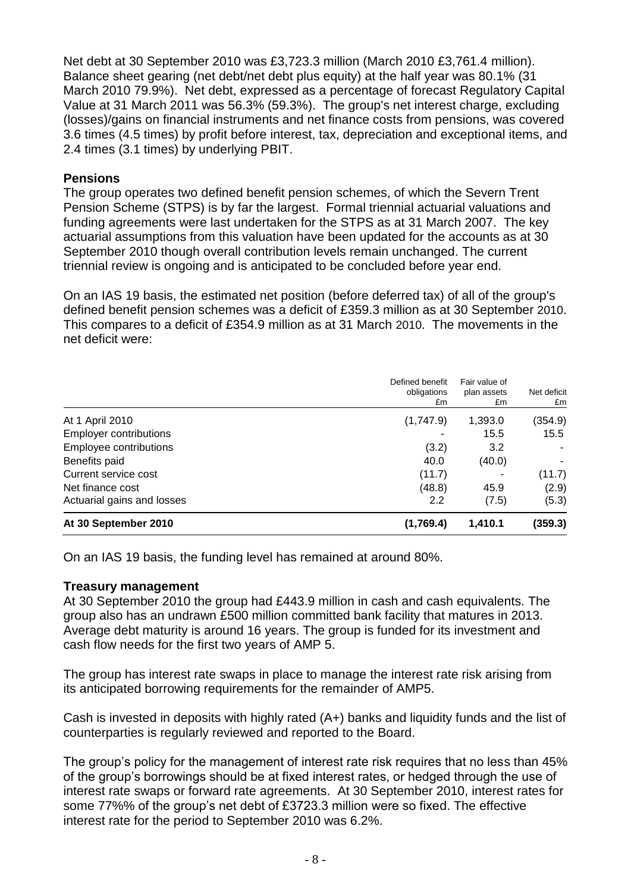Net debt at 30 September 2010 was £3,723.3 million (March 2010 £3,761.4 million). Balance sheet gearing (net debt/net debt plus equity) at the half year was 80.1% (31 March 2010 79.9%). Net debt, expressed as a percentage of forecast Regulatory Capital Value at 31 March 2011 was 56.3% (59.3%). The group's net interest charge, excluding (losses)/gains on financial instruments and net finance costs from pensions, was covered 3.6 times (4.5 times) by profit before interest, tax, depreciation and exceptional items, and 2.4 times (3.1 times) by underlying PBIT.

**Pensions**

The group operates two defined benefit pension schemes, of which the Severn Trent Pension Scheme (STPS) is by far the largest. Formal triennial actuarial valuations and funding agreements were last undertaken for the STPS as at 31 March 2007. The key actuarial assumptions from this valuation have been updated for the accounts as at 30 September 2010 though overall contribution levels remain unchanged. The current triennial review is ongoing and is anticipated to be concluded before year end.

On an IAS 19 basis, the estimated net position (before deferred tax) of all of the group's defined benefit pension schemes was a deficit of £359.3 million as at 30 September 2010. This compares to a deficit of £354.9 million as at 31 March 2010. The movements in the net deficit were:

| | Defined benefit obligations £m | Fair value of plan assets £m | Net deficit £m |
|---|---|---|---|
| At 1 April 2010 | (1,747.9) | 1,393.0 | (354.9) |
| Employer contributions | - | 15.5 | 15.5 |
| Employee contributions | (3.2) | 3.2 | - |
| Benefits paid | 40.0 | (40.0) | - |
| Current service cost | (11.7) | - | (11.7) |
| Net finance cost | (48.8) | 45.9 | (2.9) |
| Actuarial gains and losses | 2.2 | (7.5) | (5.3) |
| **At 30 September 2010** | **(1,769.4)** | **1,410.1** | **(359.3)** |

On an IAS 19 basis, the funding level has remained at around 80%.

**Treasury management**

At 30 September 2010 the group had £443.9 million in cash and cash equivalents. The group also has an undrawn £500 million committed bank facility that matures in 2013. Average debt maturity is around 16 years. The group is funded for its investment and cash flow needs for the first two years of AMP 5.

The group has interest rate swaps in place to manage the interest rate risk arising from its anticipated borrowing requirements for the remainder of AMP5.

Cash is invested in deposits with highly rated (A+) banks and liquidity funds and the list of counterparties is regularly reviewed and reported to the Board.

The group's policy for the management of interest rate risk requires that no less than 45% of the group's borrowings should be at fixed interest rates, or hedged through the use of interest rate swaps or forward rate agreements. At 30 September 2010, interest rates for some 77%% of the group's net debt of £3723.3 million were so fixed. The effective interest rate for the period to September 2010 was 6.2%.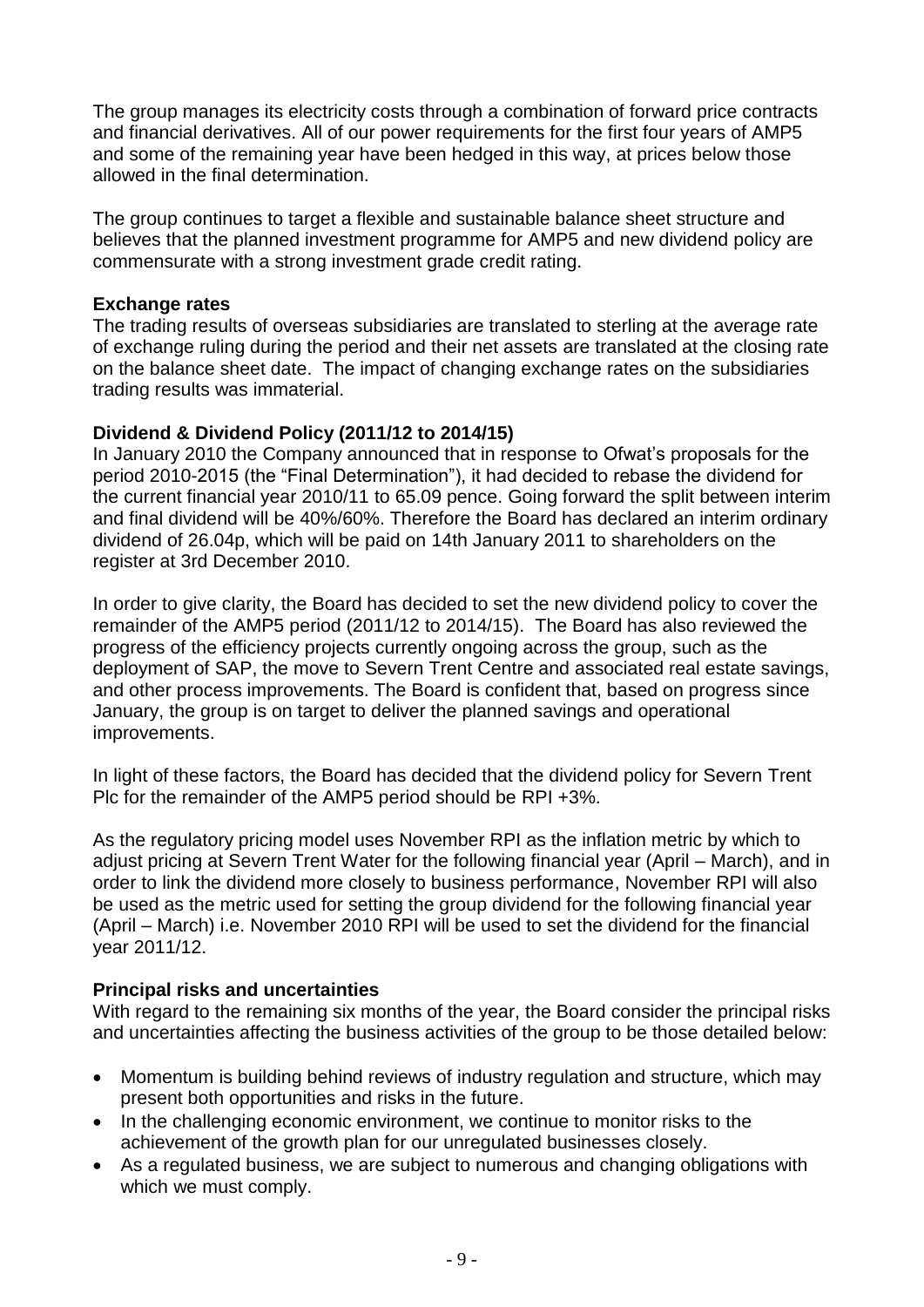The group manages its electricity costs through a combination of forward price contracts and financial derivatives. All of our power requirements for the first four years of AMP5 and some of the remaining year have been hedged in this way, at prices below those allowed in the final determination.

The group continues to target a flexible and sustainable balance sheet structure and believes that the planned investment programme for AMP5 and new dividend policy are commensurate with a strong investment grade credit rating.

**Exchange rates**

The trading results of overseas subsidiaries are translated to sterling at the average rate of exchange ruling during the period and their net assets are translated at the closing rate on the balance sheet date. The impact of changing exchange rates on the subsidiaries trading results was immaterial.

**Dividend & Dividend Policy (2011/12 to 2014/15)**

In January 2010 the Company announced that in response to Ofwat's proposals for the period 2010-2015 (the "Final Determination"), it had decided to rebase the dividend for the current financial year 2010/11 to 65.09 pence. Going forward the split between interim and final dividend will be 40%/60%. Therefore the Board has declared an interim ordinary dividend of 26.04p, which will be paid on 14th January 2011 to shareholders on the register at 3rd December 2010.

In order to give clarity, the Board has decided to set the new dividend policy to cover the remainder of the AMP5 period (2011/12 to 2014/15). The Board has also reviewed the progress of the efficiency projects currently ongoing across the group, such as the deployment of SAP, the move to Severn Trent Centre and associated real estate savings, and other process improvements. The Board is confident that, based on progress since January, the group is on target to deliver the planned savings and operational improvements.

In light of these factors, the Board has decided that the dividend policy for Severn Trent Plc for the remainder of the AMP5 period should be RPI +3%.

As the regulatory pricing model uses November RPI as the inflation metric by which to adjust pricing at Severn Trent Water for the following financial year (April – March), and in order to link the dividend more closely to business performance, November RPI will also be used as the metric used for setting the group dividend for the following financial year (April – March) i.e. November 2010 RPI will be used to set the dividend for the financial year 2011/12.

**Principal risks and uncertainties**

With regard to the remaining six months of the year, the Board consider the principal risks and uncertainties affecting the business activities of the group to be those detailed below:

- Momentum is building behind reviews of industry regulation and structure, which may present both opportunities and risks in the future.
- In the challenging economic environment, we continue to monitor risks to the achievement of the growth plan for our unregulated businesses closely.
- As a regulated business, we are subject to numerous and changing obligations with which we must comply.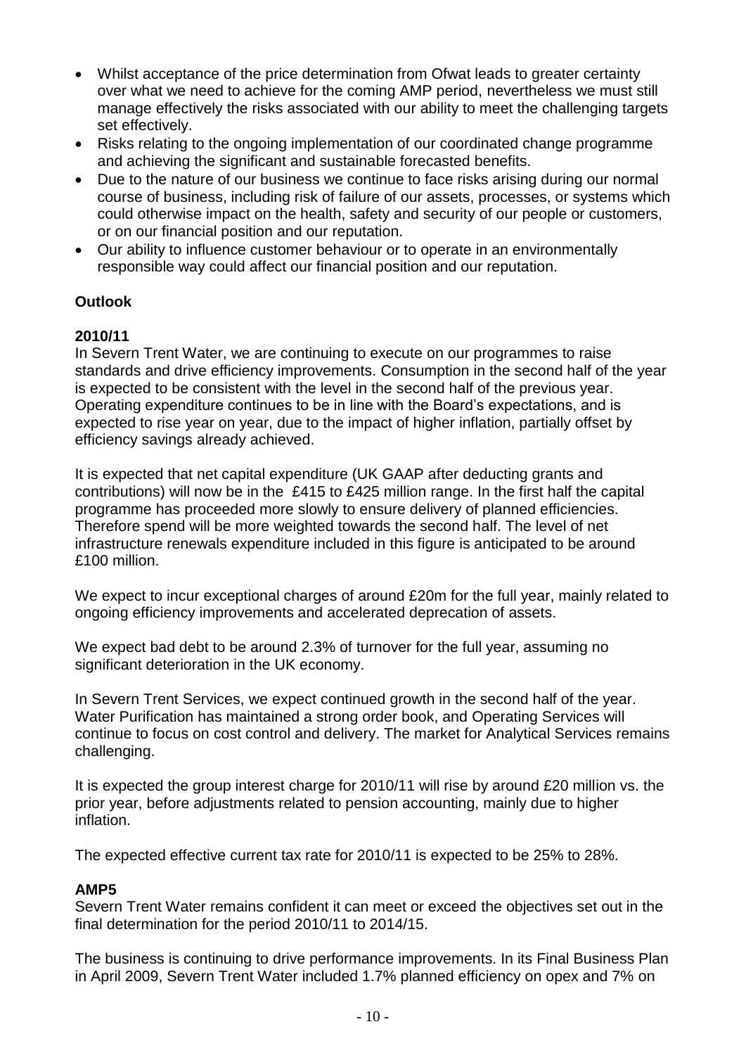- Whilst acceptance of the price determination from Ofwat leads to greater certainty over what we need to achieve for the coming AMP period, nevertheless we must still manage effectively the risks associated with our ability to meet the challenging targets set effectively.
- Risks relating to the ongoing implementation of our coordinated change programme and achieving the significant and sustainable forecasted benefits.
- Due to the nature of our business we continue to face risks arising during our normal course of business, including risk of failure of our assets, processes, or systems which could otherwise impact on the health, safety and security of our people or customers, or on our financial position and our reputation.
- Our ability to influence customer behaviour or to operate in an environmentally responsible way could affect our financial position and our reputation.

## Outlook

### 2010/11

In Severn Trent Water, we are continuing to execute on our programmes to raise standards and drive efficiency improvements. Consumption in the second half of the year is expected to be consistent with the level in the second half of the previous year. Operating expenditure continues to be in line with the Board's expectations, and is expected to rise year on year, due to the impact of higher inflation, partially offset by efficiency savings already achieved.

It is expected that net capital expenditure (UK GAAP after deducting grants and contributions) will now be in the £415 to £425 million range. In the first half the capital programme has proceeded more slowly to ensure delivery of planned efficiencies. Therefore spend will be more weighted towards the second half. The level of net infrastructure renewals expenditure included in this figure is anticipated to be around £100 million.

We expect to incur exceptional charges of around £20m for the full year, mainly related to ongoing efficiency improvements and accelerated deprecation of assets.

We expect bad debt to be around 2.3% of turnover for the full year, assuming no significant deterioration in the UK economy.

In Severn Trent Services, we expect continued growth in the second half of the year. Water Purification has maintained a strong order book, and Operating Services will continue to focus on cost control and delivery. The market for Analytical Services remains challenging.

It is expected the group interest charge for 2010/11 will rise by around £20 million vs. the prior year, before adjustments related to pension accounting, mainly due to higher inflation.

The expected effective current tax rate for 2010/11 is expected to be 25% to 28%.

### AMP5

Severn Trent Water remains confident it can meet or exceed the objectives set out in the final determination for the period 2010/11 to 2014/15.

The business is continuing to drive performance improvements. In its Final Business Plan in April 2009, Severn Trent Water included 1.7% planned efficiency on opex and 7% on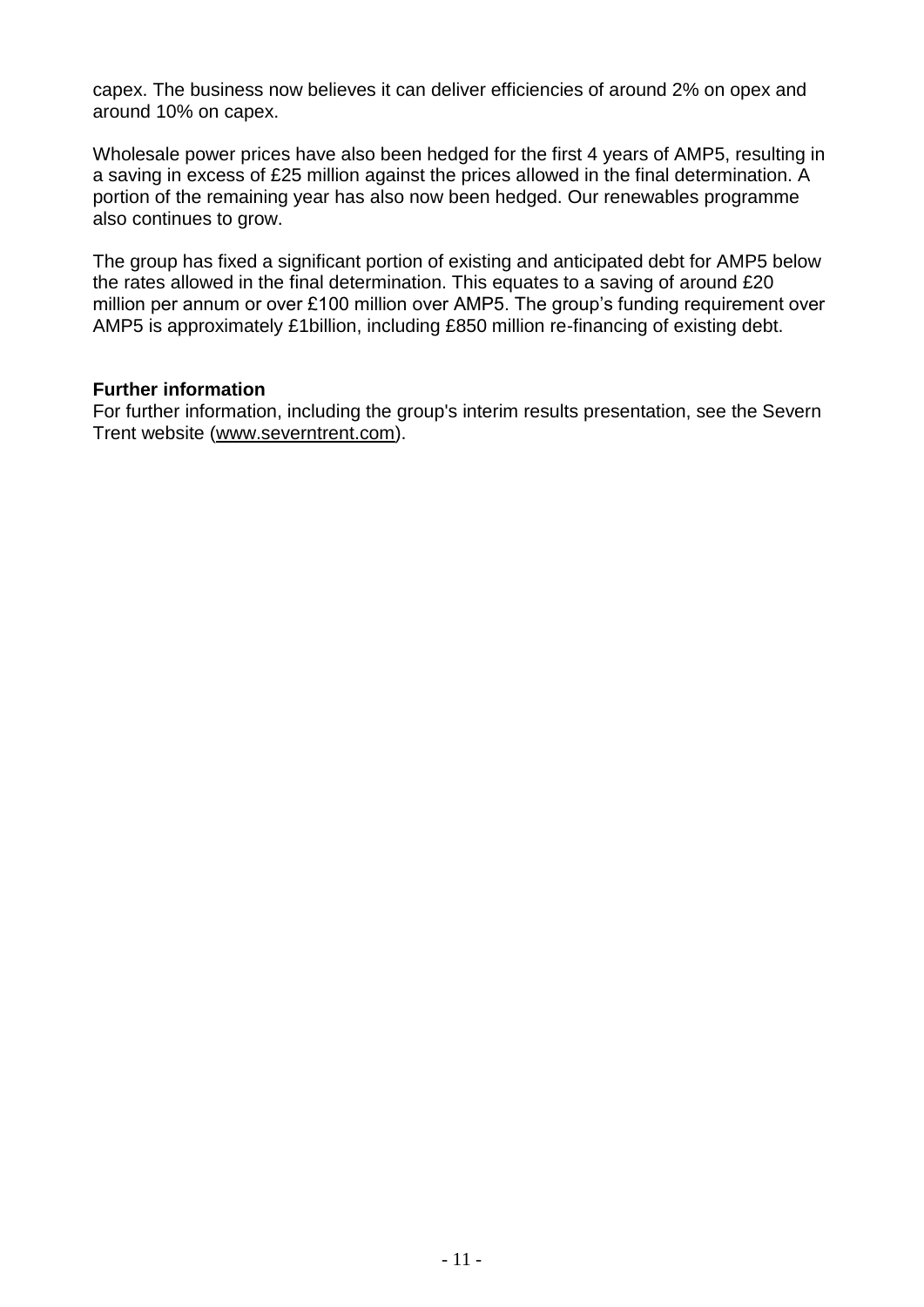capex. The business now believes it can deliver efficiencies of around 2% on opex and around 10% on capex.

Wholesale power prices have also been hedged for the first 4 years of AMP5, resulting in a saving in excess of £25 million against the prices allowed in the final determination. A portion of the remaining year has also now been hedged. Our renewables programme also continues to grow.

The group has fixed a significant portion of existing and anticipated debt for AMP5 below the rates allowed in the final determination. This equates to a saving of around £20 million per annum or over £100 million over AMP5. The group's funding requirement over AMP5 is approximately £1billion, including £850 million re-financing of existing debt.

**Further information**

For further information, including the group's interim results presentation, see the Severn Trent website (www.severntrent.com).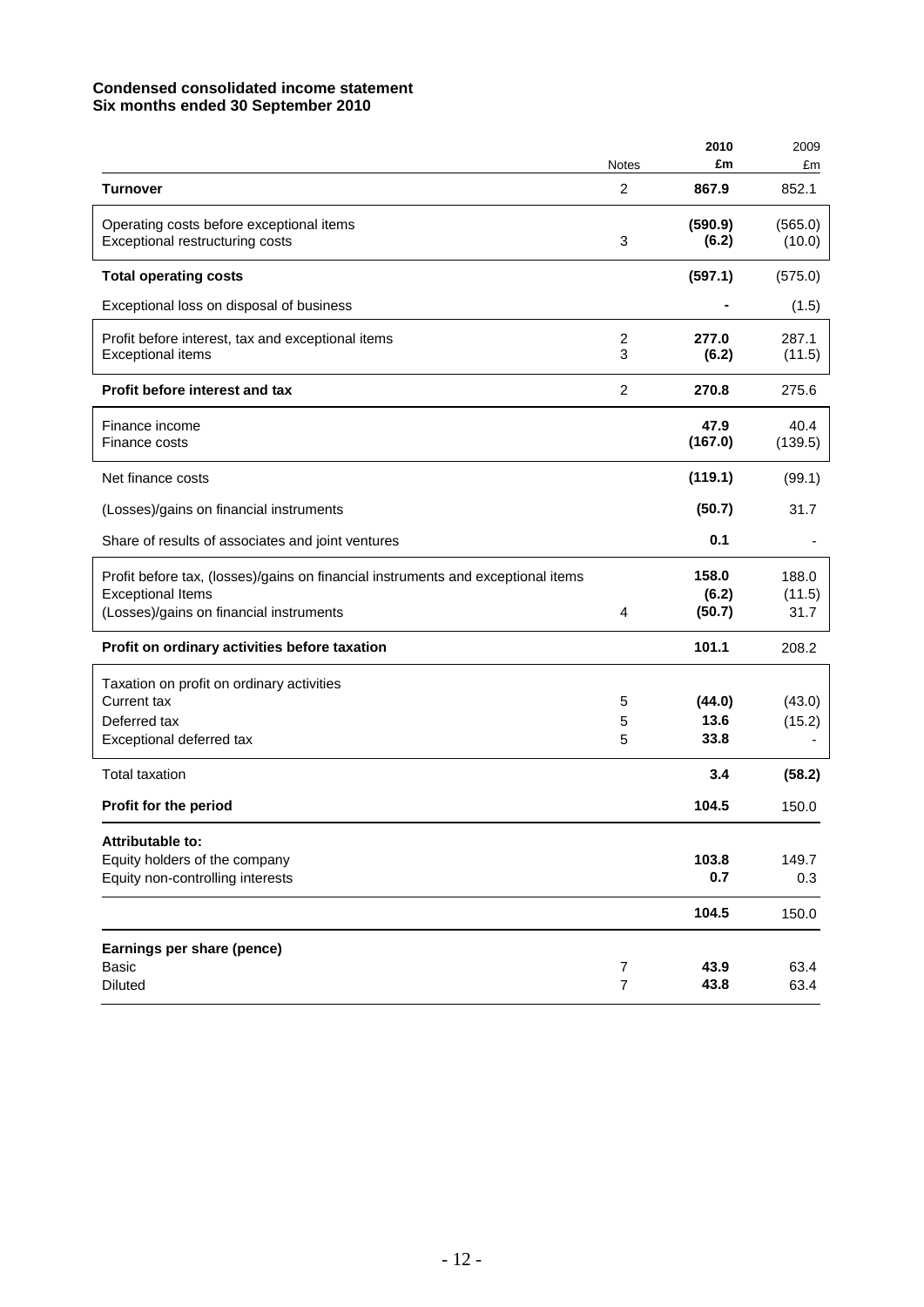**Condensed consolidated income statement**
**Six months ended 30 September 2010**

| | Notes | **2010 £m** | 2009 £m |
|---|---|---|---|
| **Turnover** | 2 | **867.9** | 852.1 |
| Operating costs before exceptional items | | **(590.9)** | (565.0) |
| Exceptional restructuring costs | 3 | **(6.2)** | (10.0) |
| **Total operating costs** | | **(597.1)** | (575.0) |
| Exceptional loss on disposal of business | | **-** | (1.5) |
| Profit before interest, tax and exceptional items | 2 | **277.0** | 287.1 |
| Exceptional items | 3 | **(6.2)** | (11.5) |
| **Profit before interest and tax** | 2 | **270.8** | 275.6 |
| Finance income | | **47.9** | 40.4 |
| Finance costs | | **(167.0)** | (139.5) |
| Net finance costs | | **(119.1)** | (99.1) |
| (Losses)/gains on financial instruments | | **(50.7)** | 31.7 |
| Share of results of associates and joint ventures | | **0.1** | - |
| Profit before tax, (losses)/gains on financial instruments and exceptional items | | **158.0** | 188.0 |
| Exceptional Items | | **(6.2)** | (11.5) |
| (Losses)/gains on financial instruments | 4 | **(50.7)** | 31.7 |
| **Profit on ordinary activities before taxation** | | **101.1** | 208.2 |
| Taxation on profit on ordinary activities | | | |
| Current tax | 5 | **(44.0)** | (43.0) |
| Deferred tax | 5 | **13.6** | (15.2) |
| Exceptional deferred tax | 5 | **33.8** | - |
| Total taxation | | **3.4** | **(58.2)** |
| **Profit for the period** | | **104.5** | 150.0 |
| **Attributable to:** | | | |
| Equity holders of the company | | **103.8** | 149.7 |
| Equity non-controlling interests | | **0.7** | 0.3 |
| | | **104.5** | 150.0 |
| **Earnings per share (pence)** | | | |
| Basic | 7 | **43.9** | 63.4 |
| Diluted | 7 | **43.8** | 63.4 |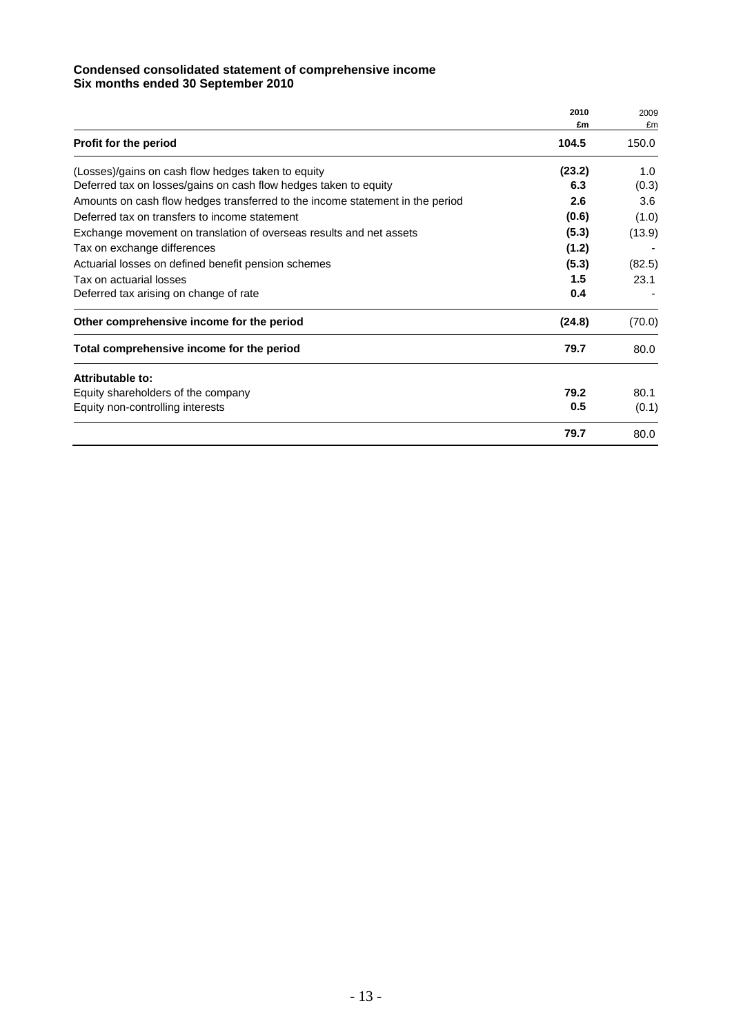**Condensed consolidated statement of comprehensive income**
**Six months ended 30 September 2010**

| | 2010 £m | 2009 £m |
|---|---|---|
| **Profit for the period** | **104.5** | 150.0 |
| (Losses)/gains on cash flow hedges taken to equity | **(23.2)** | 1.0 |
| Deferred tax on losses/gains on cash flow hedges taken to equity | **6.3** | (0.3) |
| Amounts on cash flow hedges transferred to the income statement in the period | **2.6** | 3.6 |
| Deferred tax on transfers to income statement | **(0.6)** | (1.0) |
| Exchange movement on translation of overseas results and net assets | **(5.3)** | (13.9) |
| Tax on exchange differences | **(1.2)** | - |
| Actuarial losses on defined benefit pension schemes | **(5.3)** | (82.5) |
| Tax on actuarial losses | **1.5** | 23.1 |
| Deferred tax arising on change of rate | **0.4** | - |
| **Other comprehensive income for the period** | **(24.8)** | (70.0) |
| **Total comprehensive income for the period** | **79.7** | 80.0 |
| **Attributable to:** | | |
| Equity shareholders of the company | **79.2** | 80.1 |
| Equity non-controlling interests | **0.5** | (0.1) |
| | **79.7** | 80.0 |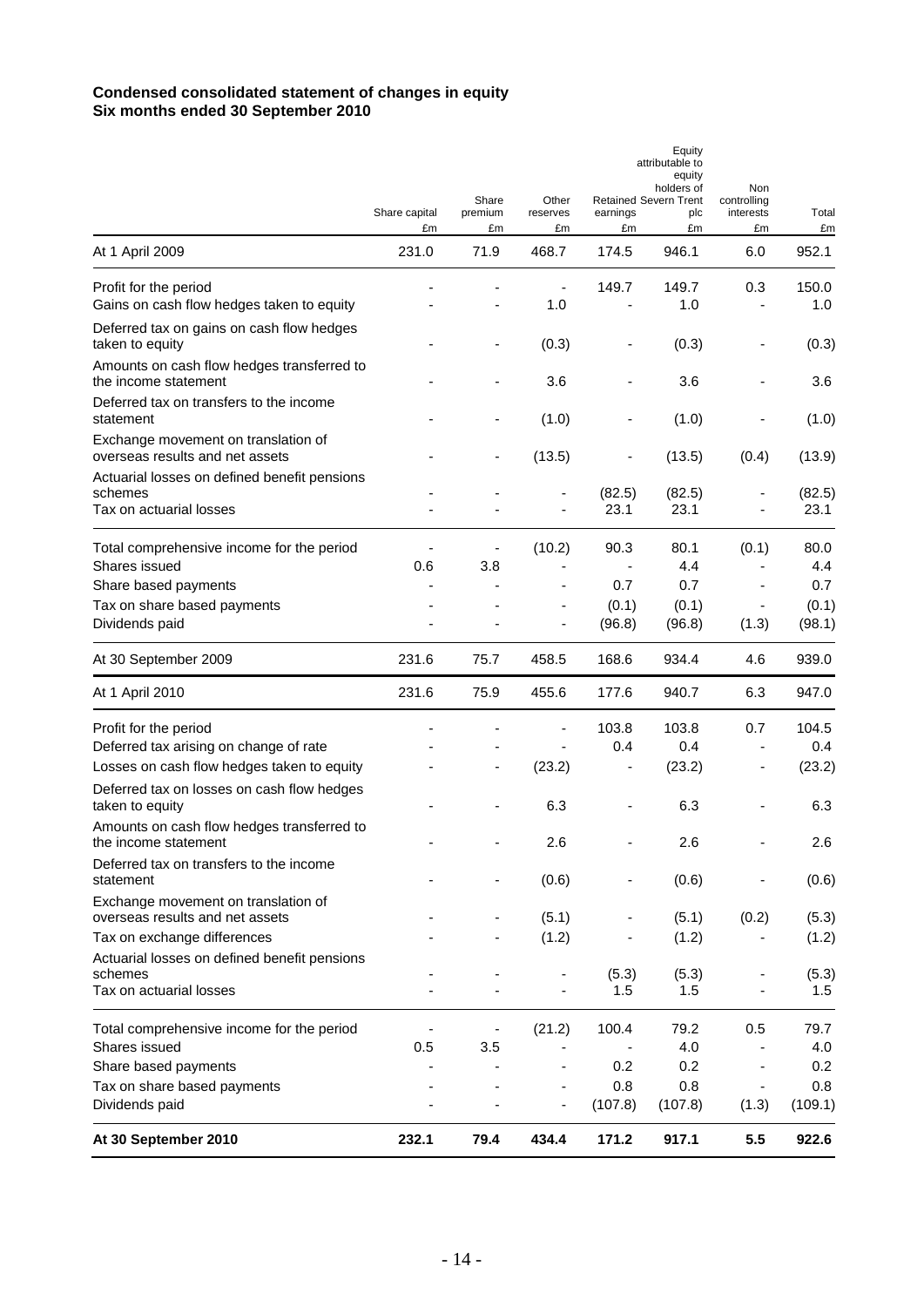**Condensed consolidated statement of changes in equity**
**Six months ended 30 September 2010**

| | Share capital £m | Share premium £m | Other reserves £m | Retained earnings £m | Equity attributable to equity holders of Severn Trent plc £m | Non controlling interests £m | Total £m |
|---|---|---|---|---|---|---|---|
| At 1 April 2009 | 231.0 | 71.9 | 468.7 | 174.5 | 946.1 | 6.0 | 952.1 |
| Profit for the period | - | - | - | 149.7 | 149.7 | 0.3 | 150.0 |
| Gains on cash flow hedges taken to equity | - | - | 1.0 | - | 1.0 | - | 1.0 |
| Deferred tax on gains on cash flow hedges taken to equity | - | - | (0.3) | - | (0.3) | - | (0.3) |
| Amounts on cash flow hedges transferred to the income statement | - | - | 3.6 | - | 3.6 | - | 3.6 |
| Deferred tax on transfers to the income statement | - | - | (1.0) | - | (1.0) | - | (1.0) |
| Exchange movement on translation of overseas results and net assets | - | - | (13.5) | - | (13.5) | (0.4) | (13.9) |
| Actuarial losses on defined benefit pensions schemes | - | - | - | (82.5) | (82.5) | - | (82.5) |
| Tax on actuarial losses | - | - | - | 23.1 | 23.1 | - | 23.1 |
| Total comprehensive income for the period | - | - | (10.2) | 90.3 | 80.1 | (0.1) | 80.0 |
| Shares issued | 0.6 | 3.8 | - | - | 4.4 | - | 4.4 |
| Share based payments | - | - | - | 0.7 | 0.7 | - | 0.7 |
| Tax on share based payments | - | - | - | (0.1) | (0.1) | - | (0.1) |
| Dividends paid | - | - | - | (96.8) | (96.8) | (1.3) | (98.1) |
| At 30 September 2009 | 231.6 | 75.7 | 458.5 | 168.6 | 934.4 | 4.6 | 939.0 |
| At 1 April 2010 | 231.6 | 75.9 | 455.6 | 177.6 | 940.7 | 6.3 | 947.0 |
| Profit for the period | - | - | - | 103.8 | 103.8 | 0.7 | 104.5 |
| Deferred tax arising on change of rate | - | - | - | 0.4 | 0.4 | - | 0.4 |
| Losses on cash flow hedges taken to equity | - | - | (23.2) | - | (23.2) | - | (23.2) |
| Deferred tax on losses on cash flow hedges taken to equity | - | - | 6.3 | - | 6.3 | - | 6.3 |
| Amounts on cash flow hedges transferred to the income statement | - | - | 2.6 | - | 2.6 | - | 2.6 |
| Deferred tax on transfers to the income statement | - | - | (0.6) | - | (0.6) | - | (0.6) |
| Exchange movement on translation of overseas results and net assets | - | - | (5.1) | - | (5.1) | (0.2) | (5.3) |
| Tax on exchange differences | - | - | (1.2) | - | (1.2) | - | (1.2) |
| Actuarial losses on defined benefit pensions schemes | - | - | - | (5.3) | (5.3) | - | (5.3) |
| Tax on actuarial losses | - | - | - | 1.5 | 1.5 | - | 1.5 |
| Total comprehensive income for the period | - | - | (21.2) | 100.4 | 79.2 | 0.5 | 79.7 |
| Shares issued | 0.5 | 3.5 | - | - | 4.0 | - | 4.0 |
| Share based payments | - | - | - | 0.2 | 0.2 | - | 0.2 |
| Tax on share based payments | - | - | - | 0.8 | 0.8 | - | 0.8 |
| Dividends paid | - | - | - | (107.8) | (107.8) | (1.3) | (109.1) |
| **At 30 September 2010** | **232.1** | **79.4** | **434.4** | **171.2** | **917.1** | **5.5** | **922.6** |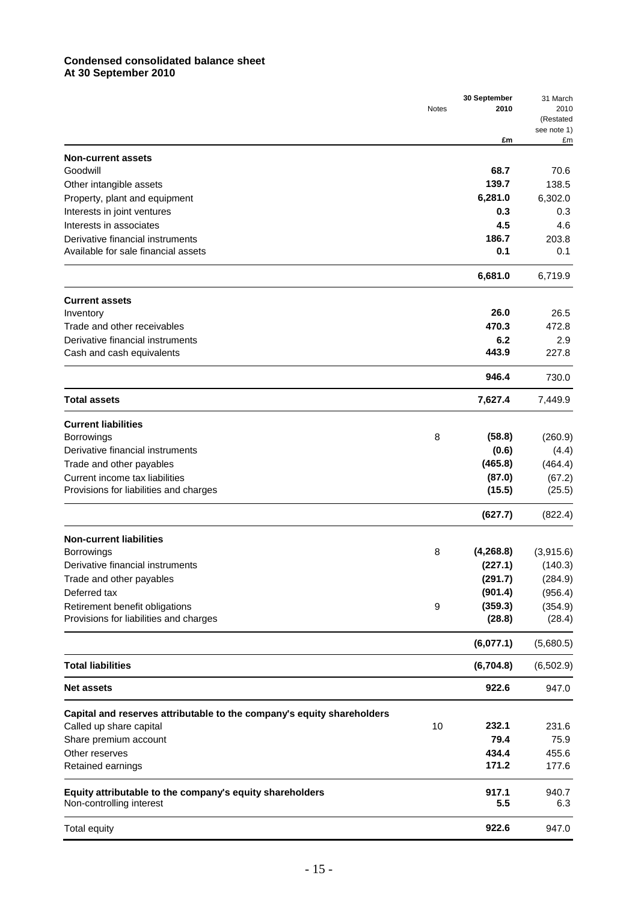**Condensed consolidated balance sheet**
**At 30 September 2010**

| | Notes | 30 September 2010 £m | 31 March 2010 (Restated see note 1) £m |
|---|---|---|---|
| **Non-current assets** | | | |
| Goodwill | | **68.7** | 70.6 |
| Other intangible assets | | **139.7** | 138.5 |
| Property, plant and equipment | | **6,281.0** | 6,302.0 |
| Interests in joint ventures | | **0.3** | 0.3 |
| Interests in associates | | **4.5** | 4.6 |
| Derivative financial instruments | | **186.7** | 203.8 |
| Available for sale financial assets | | **0.1** | 0.1 |
| | | **6,681.0** | 6,719.9 |
| **Current assets** | | | |
| Inventory | | **26.0** | 26.5 |
| Trade and other receivables | | **470.3** | 472.8 |
| Derivative financial instruments | | **6.2** | 2.9 |
| Cash and cash equivalents | | **443.9** | 227.8 |
| | | **946.4** | 730.0 |
| **Total assets** | | **7,627.4** | 7,449.9 |
| **Current liabilities** | | | |
| Borrowings | 8 | **(58.8)** | (260.9) |
| Derivative financial instruments | | **(0.6)** | (4.4) |
| Trade and other payables | | **(465.8)** | (464.4) |
| Current income tax liabilities | | **(87.0)** | (67.2) |
| Provisions for liabilities and charges | | **(15.5)** | (25.5) |
| | | **(627.7)** | (822.4) |
| **Non-current liabilities** | | | |
| Borrowings | 8 | **(4,268.8)** | (3,915.6) |
| Derivative financial instruments | | **(227.1)** | (140.3) |
| Trade and other payables | | **(291.7)** | (284.9) |
| Deferred tax | | **(901.4)** | (956.4) |
| Retirement benefit obligations | 9 | **(359.3)** | (354.9) |
| Provisions for liabilities and charges | | **(28.8)** | (28.4) |
| | | **(6,077.1)** | (5,680.5) |
| **Total liabilities** | | **(6,704.8)** | (6,502.9) |
| **Net assets** | | **922.6** | 947.0 |
| **Capital and reserves attributable to the company's equity shareholders** | | | |
| Called up share capital | 10 | **232.1** | 231.6 |
| Share premium account | | **79.4** | 75.9 |
| Other reserves | | **434.4** | 455.6 |
| Retained earnings | | **171.2** | 177.6 |
| **Equity attributable to the company's equity shareholders** | | **917.1** | 940.7 |
| Non-controlling interest | | **5.5** | 6.3 |
| Total equity | | **922.6** | 947.0 |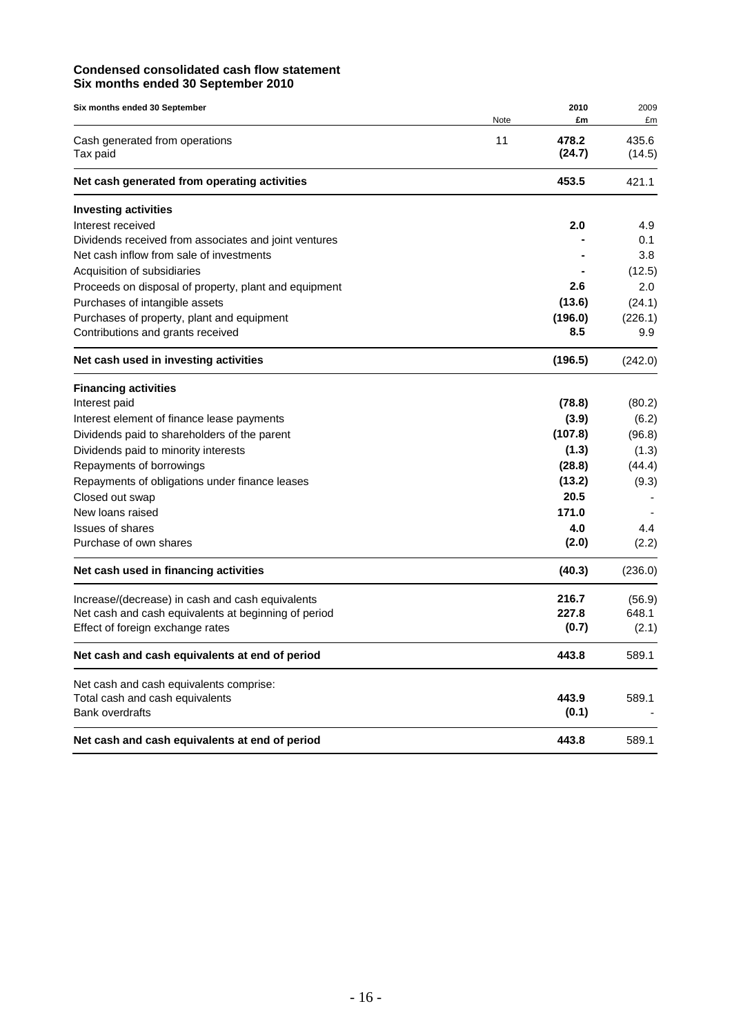**Condensed consolidated cash flow statement**
**Six months ended 30 September 2010**

| Six months ended 30 September | Note | 2010 £m | 2009 £m |
|---|---|---|---|
| Cash generated from operations | 11 | **478.2** | 435.6 |
| Tax paid | | **(24.7)** | (14.5) |
| **Net cash generated from operating activities** | | **453.5** | 421.1 |
| **Investing activities** | | | |
| Interest received | | **2.0** | 4.9 |
| Dividends received from associates and joint ventures | | **-** | 0.1 |
| Net cash inflow from sale of investments | | **-** | 3.8 |
| Acquisition of subsidiaries | | **-** | (12.5) |
| Proceeds on disposal of property, plant and equipment | | **2.6** | 2.0 |
| Purchases of intangible assets | | **(13.6)** | (24.1) |
| Purchases of property, plant and equipment | | **(196.0)** | (226.1) |
| Contributions and grants received | | **8.5** | 9.9 |
| **Net cash used in investing activities** | | **(196.5)** | (242.0) |
| **Financing activities** | | | |
| Interest paid | | **(78.8)** | (80.2) |
| Interest element of finance lease payments | | **(3.9)** | (6.2) |
| Dividends paid to shareholders of the parent | | **(107.8)** | (96.8) |
| Dividends paid to minority interests | | **(1.3)** | (1.3) |
| Repayments of borrowings | | **(28.8)** | (44.4) |
| Repayments of obligations under finance leases | | **(13.2)** | (9.3) |
| Closed out swap | | **20.5** | - |
| New loans raised | | **171.0** | - |
| Issues of shares | | **4.0** | 4.4 |
| Purchase of own shares | | **(2.0)** | (2.2) |
| **Net cash used in financing activities** | | **(40.3)** | (236.0) |
| Increase/(decrease) in cash and cash equivalents | | **216.7** | (56.9) |
| Net cash and cash equivalents at beginning of period | | **227.8** | 648.1 |
| Effect of foreign exchange rates | | **(0.7)** | (2.1) |
| **Net cash and cash equivalents at end of period** | | **443.8** | 589.1 |
| Net cash and cash equivalents comprise: | | | |
| Total cash and cash equivalents | | **443.9** | 589.1 |
| Bank overdrafts | | **(0.1)** | - |
| **Net cash and cash equivalents at end of period** | | **443.8** | 589.1 |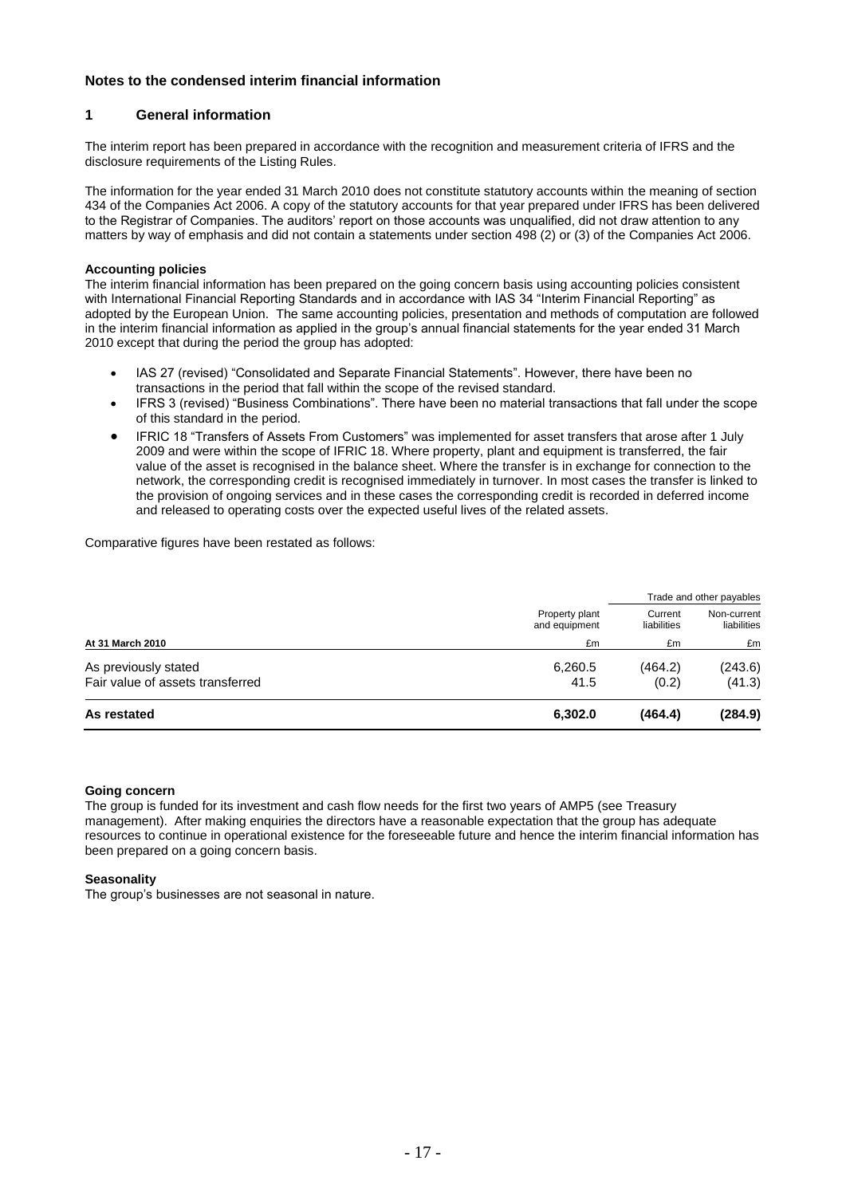## Notes to the condensed interim financial information

## 1 General information

The interim report has been prepared in accordance with the recognition and measurement criteria of IFRS and the disclosure requirements of the Listing Rules.

The information for the year ended 31 March 2010 does not constitute statutory accounts within the meaning of section 434 of the Companies Act 2006. A copy of the statutory accounts for that year prepared under IFRS has been delivered to the Registrar of Companies. The auditors' report on those accounts was unqualified, did not draw attention to any matters by way of emphasis and did not contain a statements under section 498 (2) or (3) of the Companies Act 2006.

**Accounting policies**

The interim financial information has been prepared on the going concern basis using accounting policies consistent with International Financial Reporting Standards and in accordance with IAS 34 "Interim Financial Reporting" as adopted by the European Union. The same accounting policies, presentation and methods of computation are followed in the interim financial information as applied in the group's annual financial statements for the year ended 31 March 2010 except that during the period the group has adopted:

- IAS 27 (revised) "Consolidated and Separate Financial Statements". However, there have been no transactions in the period that fall within the scope of the revised standard.
- IFRS 3 (revised) "Business Combinations". There have been no material transactions that fall under the scope of this standard in the period.
- IFRIC 18 "Transfers of Assets From Customers" was implemented for asset transfers that arose after 1 July 2009 and were within the scope of IFRIC 18. Where property, plant and equipment is transferred, the fair value of the asset is recognised in the balance sheet. Where the transfer is in exchange for connection to the network, the corresponding credit is recognised immediately in turnover. In most cases the transfer is linked to the provision of ongoing services and in these cases the corresponding credit is recorded in deferred income and released to operating costs over the expected useful lives of the related assets.

Comparative figures have been restated as follows:

| | | Trade and other payables | |
|---|---|---|---|
| | Property plant and equipment | Current liabilities | Non-current liabilities |
| **At 31 March 2010** | £m | £m | £m |
| As previously stated | 6,260.5 | (464.2) | (243.6) |
| Fair value of assets transferred | 41.5 | (0.2) | (41.3) |
| **As restated** | **6,302.0** | **(464.4)** | **(284.9)** |

**Going concern**

The group is funded for its investment and cash flow needs for the first two years of AMP5 (see Treasury management). After making enquiries the directors have a reasonable expectation that the group has adequate resources to continue in operational existence for the foreseeable future and hence the interim financial information has been prepared on a going concern basis.

**Seasonality**

The group's businesses are not seasonal in nature.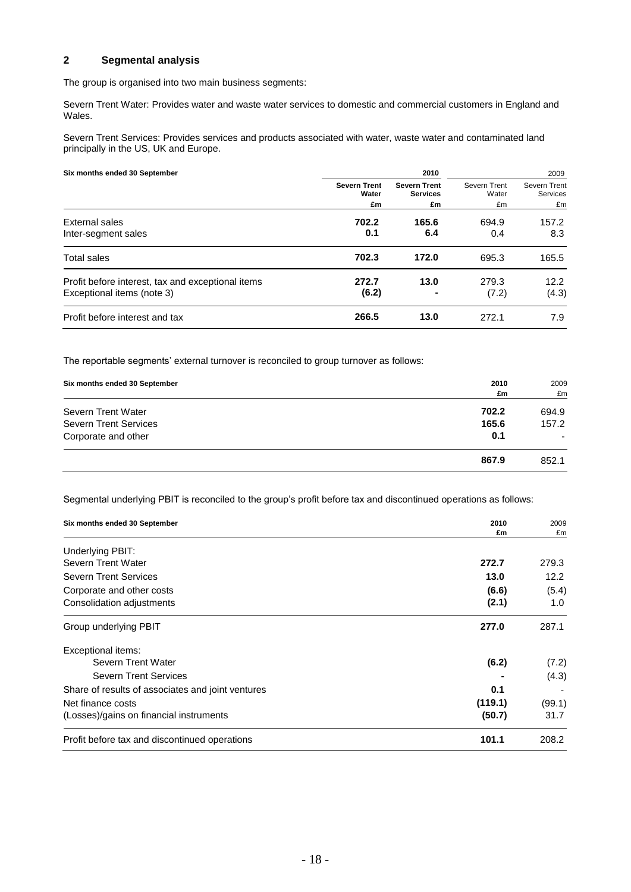## 2 Segmental analysis

The group is organised into two main business segments:

Severn Trent Water: Provides water and waste water services to domestic and commercial customers in England and Wales.

Severn Trent Services: Provides services and products associated with water, waste water and contaminated land principally in the US, UK and Europe.

| Six months ended 30 September | 2010 | | 2009 | |
|---|---|---|---|---|
| | **Severn Trent Water** | **Severn Trent Services** | Severn Trent Water | Severn Trent Services |
| | **£m** | **£m** | £m | £m |
| External sales | **702.2** | **165.6** | 694.9 | 157.2 |
| Inter-segment sales | **0.1** | **6.4** | 0.4 | 8.3 |
| Total sales | **702.3** | **172.0** | 695.3 | 165.5 |
| Profit before interest, tax and exceptional items | **272.7** | **13.0** | 279.3 | 12.2 |
| Exceptional items (note 3) | **(6.2)** | **-** | (7.2) | (4.3) |
| Profit before interest and tax | **266.5** | **13.0** | 272.1 | 7.9 |

The reportable segments' external turnover is reconciled to group turnover as follows:

| Six months ended 30 September | 2010 £m | 2009 £m |
|---|---|---|
| Severn Trent Water | **702.2** | 694.9 |
| Severn Trent Services | **165.6** | 157.2 |
| Corporate and other | **0.1** | - |
| | **867.9** | 852.1 |

Segmental underlying PBIT is reconciled to the group's profit before tax and discontinued operations as follows:

| Six months ended 30 September | 2010 £m | 2009 £m |
|---|---|---|
| Underlying PBIT: | | |
| Severn Trent Water | **272.7** | 279.3 |
| Severn Trent Services | **13.0** | 12.2 |
| Corporate and other costs | **(6.6)** | (5.4) |
| Consolidation adjustments | **(2.1)** | 1.0 |
| Group underlying PBIT | **277.0** | 287.1 |
| Exceptional items: | | |
| Severn Trent Water | **(6.2)** | (7.2) |
| Severn Trent Services | **-** | (4.3) |
| Share of results of associates and joint ventures | **0.1** | - |
| Net finance costs | **(119.1)** | (99.1) |
| (Losses)/gains on financial instruments | **(50.7)** | 31.7 |
| Profit before tax and discontinued operations | **101.1** | 208.2 |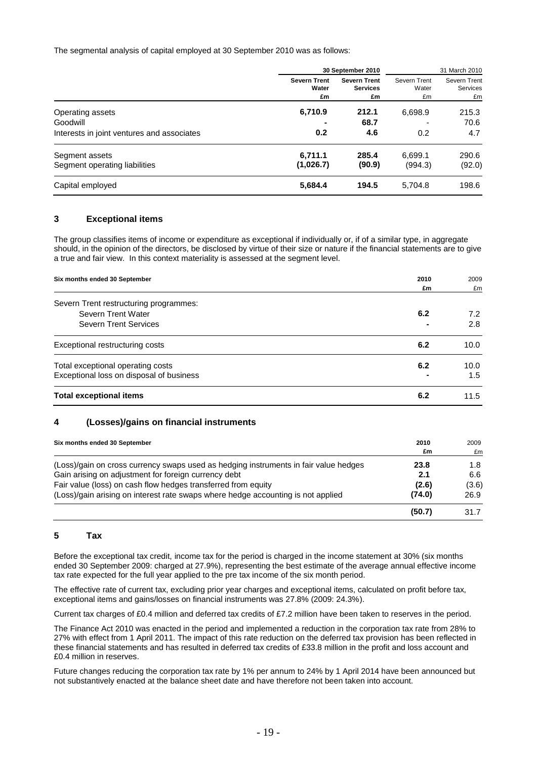The segmental analysis of capital employed at 30 September 2010 was as follows:

| | 30 September 2010 | | 31 March 2010 | |
|---|---|---|---|---|
| | **Severn Trent Water £m** | **Severn Trent Services £m** | Severn Trent Water £m | Severn Trent Services £m |
| Operating assets | **6,710.9** | **212.1** | 6,698.9 | 215.3 |
| Goodwill | **-** | **68.7** | - | 70.6 |
| Interests in joint ventures and associates | **0.2** | **4.6** | 0.2 | 4.7 |
| Segment assets | **6,711.1** | **285.4** | 6,699.1 | 290.6 |
| Segment operating liabilities | **(1,026.7)** | **(90.9)** | (994.3) | (92.0) |
| Capital employed | **5,684.4** | **194.5** | 5,704.8 | 198.6 |

## 3 Exceptional items

The group classifies items of income or expenditure as exceptional if individually or, if of a similar type, in aggregate should, in the opinion of the directors, be disclosed by virtue of their size or nature if the financial statements are to give a true and fair view. In this context materiality is assessed at the segment level.

| Six months ended 30 September | 2010 £m | 2009 £m |
|---|---|---|
| Severn Trent restructuring programmes: | | |
| Severn Trent Water | **6.2** | 7.2 |
| Severn Trent Services | **-** | 2.8 |
| Exceptional restructuring costs | **6.2** | 10.0 |
| Total exceptional operating costs | **6.2** | 10.0 |
| Exceptional loss on disposal of business | **-** | 1.5 |
| **Total exceptional items** | **6.2** | 11.5 |

## 4 (Losses)/gains on financial instruments

| Six months ended 30 September | 2010 £m | 2009 £m |
|---|---|---|
| (Loss)/gain on cross currency swaps used as hedging instruments in fair value hedges | **23.8** | 1.8 |
| Gain arising on adjustment for foreign currency debt | **2.1** | 6.6 |
| Fair value (loss) on cash flow hedges transferred from equity | **(2.6)** | (3.6) |
| (Loss)/gain arising on interest rate swaps where hedge accounting is not applied | **(74.0)** | 26.9 |
| | **(50.7)** | 31.7 |

## 5 Tax

Before the exceptional tax credit, income tax for the period is charged in the income statement at 30% (six months ended 30 September 2009: charged at 27.9%), representing the best estimate of the average annual effective income tax rate expected for the full year applied to the pre tax income of the six month period.

The effective rate of current tax, excluding prior year charges and exceptional items, calculated on profit before tax, exceptional items and gains/losses on financial instruments was 27.8% (2009: 24.3%).

Current tax charges of £0.4 million and deferred tax credits of £7.2 million have been taken to reserves in the period.

The Finance Act 2010 was enacted in the period and implemented a reduction in the corporation tax rate from 28% to 27% with effect from 1 April 2011. The impact of this rate reduction on the deferred tax provision has been reflected in these financial statements and has resulted in deferred tax credits of £33.8 million in the profit and loss account and £0.4 million in reserves.

Future changes reducing the corporation tax rate by 1% per annum to 24% by 1 April 2014 have been announced but not substantively enacted at the balance sheet date and have therefore not been taken into account.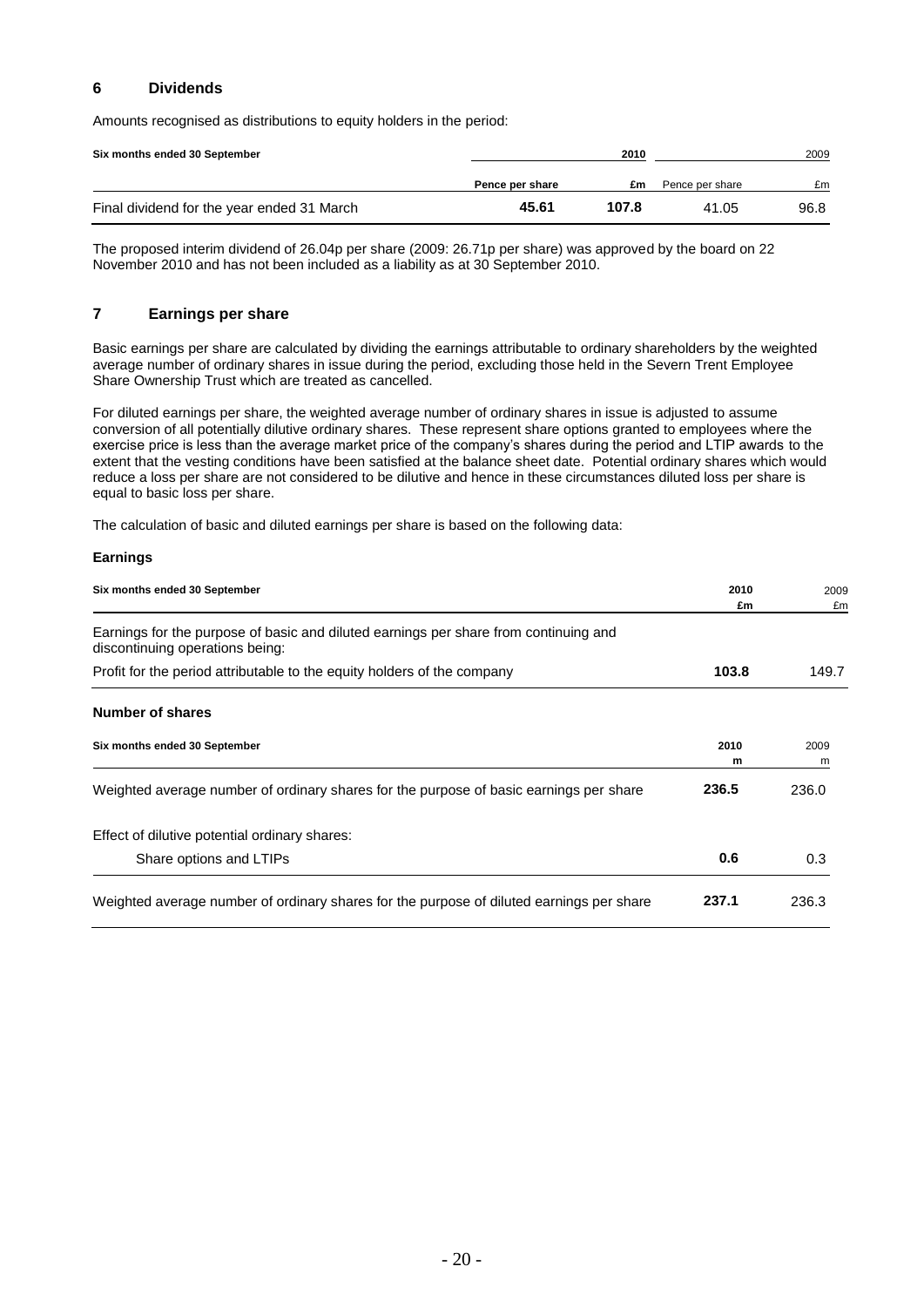## 6 Dividends

Amounts recognised as distributions to equity holders in the period:

| Six months ended 30 September | 2010 | | 2009 | |
|---|---|---|---|---|
| | **Pence per share** | **£m** | Pence per share | £m |
| Final dividend for the year ended 31 March | **45.61** | **107.8** | 41.05 | 96.8 |

The proposed interim dividend of 26.04p per share (2009: 26.71p per share) was approved by the board on 22 November 2010 and has not been included as a liability as at 30 September 2010.

## 7 Earnings per share

Basic earnings per share are calculated by dividing the earnings attributable to ordinary shareholders by the weighted average number of ordinary shares in issue during the period, excluding those held in the Severn Trent Employee Share Ownership Trust which are treated as cancelled.

For diluted earnings per share, the weighted average number of ordinary shares in issue is adjusted to assume conversion of all potentially dilutive ordinary shares. These represent share options granted to employees where the exercise price is less than the average market price of the company's shares during the period and LTIP awards to the extent that the vesting conditions have been satisfied at the balance sheet date. Potential ordinary shares which would reduce a loss per share are not considered to be dilutive and hence in these circumstances diluted loss per share is equal to basic loss per share.

The calculation of basic and diluted earnings per share is based on the following data:

### Earnings

| Six months ended 30 September | 2010 £m | 2009 £m |
|---|---|---|
| Earnings for the purpose of basic and diluted earnings per share from continuing and discontinuing operations being: | | |
| Profit for the period attributable to the equity holders of the company | **103.8** | 149.7 |

### Number of shares

| Six months ended 30 September | 2010 m | 2009 m |
|---|---|---|
| Weighted average number of ordinary shares for the purpose of basic earnings per share | **236.5** | 236.0 |
| Effect of dilutive potential ordinary shares: | | |
| Share options and LTIPs | **0.6** | 0.3 |
| Weighted average number of ordinary shares for the purpose of diluted earnings per share | **237.1** | 236.3 |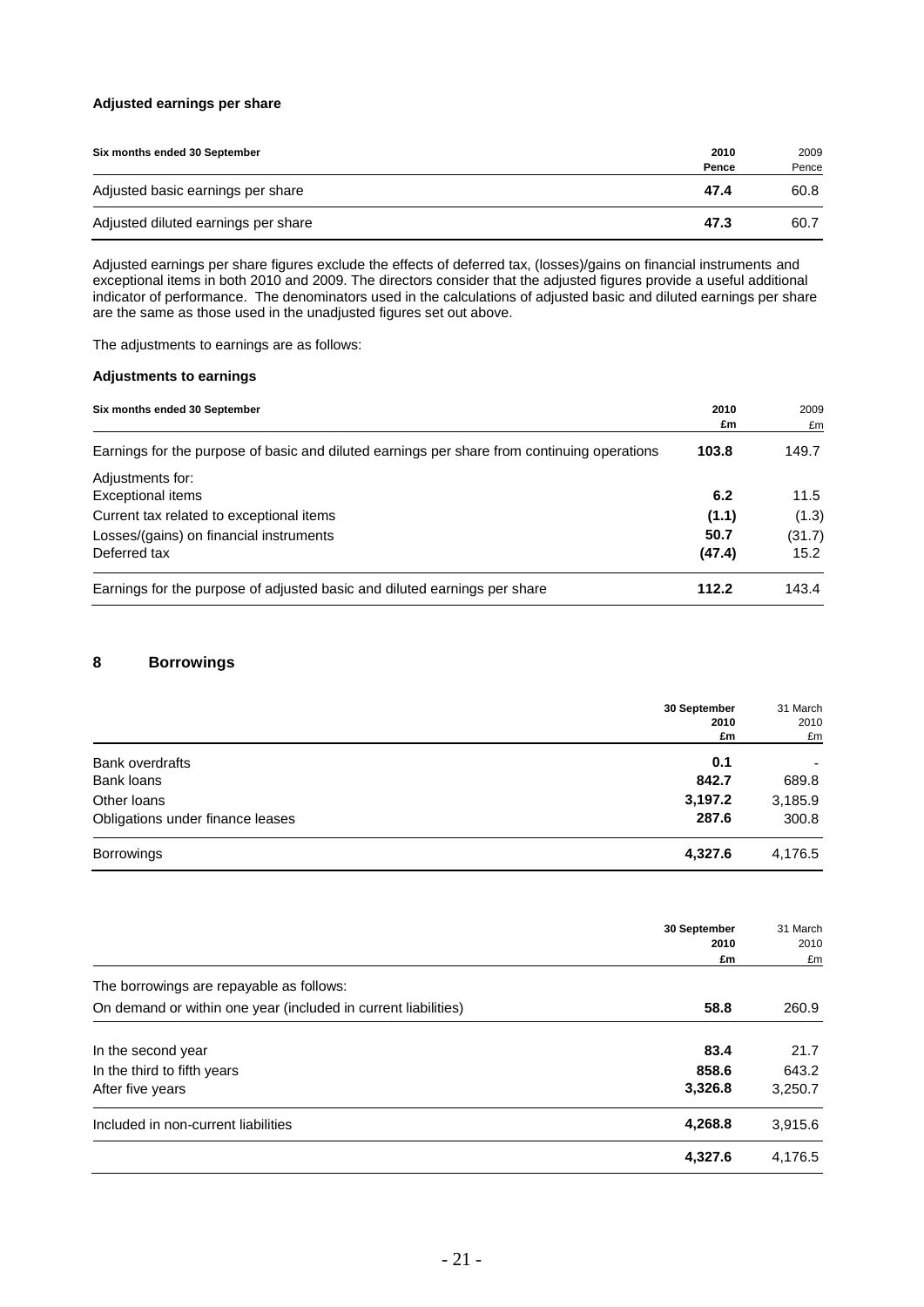**Adjusted earnings per share**

| Six months ended 30 September | 2010 Pence | 2009 Pence |
|---|---|---|
| Adjusted basic earnings per share | **47.4** | 60.8 |
| Adjusted diluted earnings per share | **47.3** | 60.7 |

Adjusted earnings per share figures exclude the effects of deferred tax, (losses)/gains on financial instruments and exceptional items in both 2010 and 2009. The directors consider that the adjusted figures provide a useful additional indicator of performance. The denominators used in the calculations of adjusted basic and diluted earnings per share are the same as those used in the unadjusted figures set out above.

The adjustments to earnings are as follows:

**Adjustments to earnings**

| Six months ended 30 September | 2010 £m | 2009 £m |
|---|---|---|
| Earnings for the purpose of basic and diluted earnings per share from continuing operations | **103.8** | 149.7 |
| Adjustments for: | | |
| Exceptional items | **6.2** | 11.5 |
| Current tax related to exceptional items | **(1.1)** | (1.3) |
| Losses/(gains) on financial instruments | **50.7** | (31.7) |
| Deferred tax | **(47.4)** | 15.2 |
| Earnings for the purpose of adjusted basic and diluted earnings per share | **112.2** | 143.4 |

## 8 Borrowings

| | 30 September 2010 £m | 31 March 2010 £m |
|---|---|---|
| Bank overdrafts | **0.1** | - |
| Bank loans | **842.7** | 689.8 |
| Other loans | **3,197.2** | 3,185.9 |
| Obligations under finance leases | **287.6** | 300.8 |
| Borrowings | **4,327.6** | 4,176.5 |

| | 30 September 2010 £m | 31 March 2010 £m |
|---|---|---|
| The borrowings are repayable as follows: | | |
| On demand or within one year (included in current liabilities) | **58.8** | 260.9 |
| In the second year | **83.4** | 21.7 |
| In the third to fifth years | **858.6** | 643.2 |
| After five years | **3,326.8** | 3,250.7 |
| Included in non-current liabilities | **4,268.8** | 3,915.6 |
| | **4,327.6** | 4,176.5 |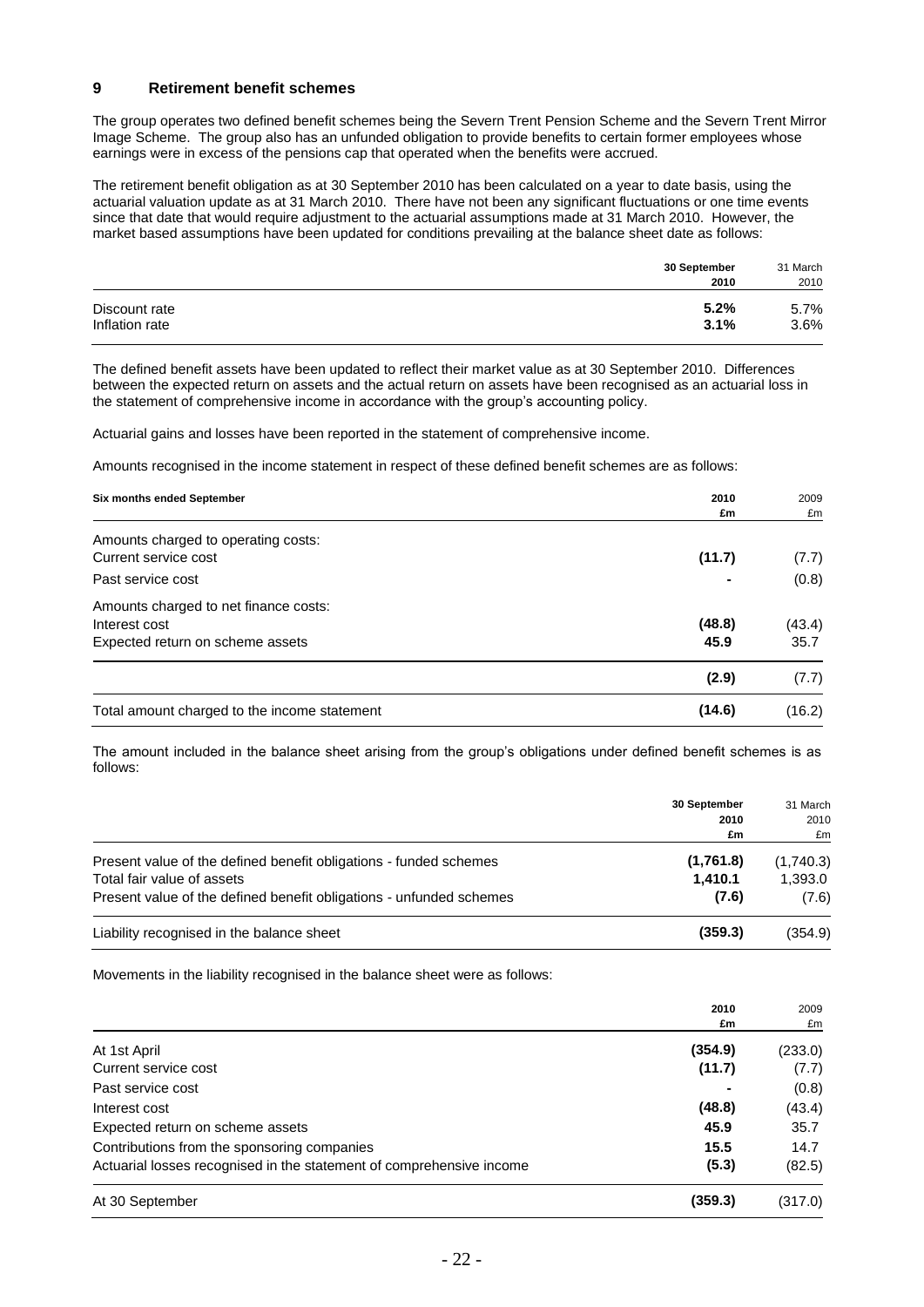## 9 Retirement benefit schemes

The group operates two defined benefit schemes being the Severn Trent Pension Scheme and the Severn Trent Mirror Image Scheme. The group also has an unfunded obligation to provide benefits to certain former employees whose earnings were in excess of the pensions cap that operated when the benefits were accrued.

The retirement benefit obligation as at 30 September 2010 has been calculated on a year to date basis, using the actuarial valuation update as at 31 March 2010. There have not been any significant fluctuations or one time events since that date that would require adjustment to the actuarial assumptions made at 31 March 2010. However, the market based assumptions have been updated for conditions prevailing at the balance sheet date as follows:

| | **30 September 2010** | 31 March 2010 |
|---|---|---|
| Discount rate | **5.2%** | 5.7% |
| Inflation rate | **3.1%** | 3.6% |

The defined benefit assets have been updated to reflect their market value as at 30 September 2010. Differences between the expected return on assets and the actual return on assets have been recognised as an actuarial loss in the statement of comprehensive income in accordance with the group's accounting policy.

Actuarial gains and losses have been reported in the statement of comprehensive income.

Amounts recognised in the income statement in respect of these defined benefit schemes are as follows:

| **Six months ended September** | **2010 £m** | 2009 £m |
|---|---|---|
| Amounts charged to operating costs: | | |
| Current service cost | **(11.7)** | (7.7) |
| Past service cost | **-** | (0.8) |
| Amounts charged to net finance costs: | | |
| Interest cost | **(48.8)** | (43.4) |
| Expected return on scheme assets | **45.9** | 35.7 |
| | **(2.9)** | (7.7) |
| Total amount charged to the income statement | **(14.6)** | (16.2) |

The amount included in the balance sheet arising from the group's obligations under defined benefit schemes is as follows:

| | **30 September 2010 £m** | 31 March 2010 £m |
|---|---|---|
| Present value of the defined benefit obligations - funded schemes | **(1,761.8)** | (1,740.3) |
| Total fair value of assets | **1,410.1** | 1,393.0 |
| Present value of the defined benefit obligations - unfunded schemes | **(7.6)** | (7.6) |
| Liability recognised in the balance sheet | **(359.3)** | (354.9) |

Movements in the liability recognised in the balance sheet were as follows:

| | **2010 £m** | 2009 £m |
|---|---|---|
| At 1st April | **(354.9)** | (233.0) |
| Current service cost | **(11.7)** | (7.7) |
| Past service cost | **-** | (0.8) |
| Interest cost | **(48.8)** | (43.4) |
| Expected return on scheme assets | **45.9** | 35.7 |
| Contributions from the sponsoring companies | **15.5** | 14.7 |
| Actuarial losses recognised in the statement of comprehensive income | **(5.3)** | (82.5) |
| At 30 September | **(359.3)** | (317.0) |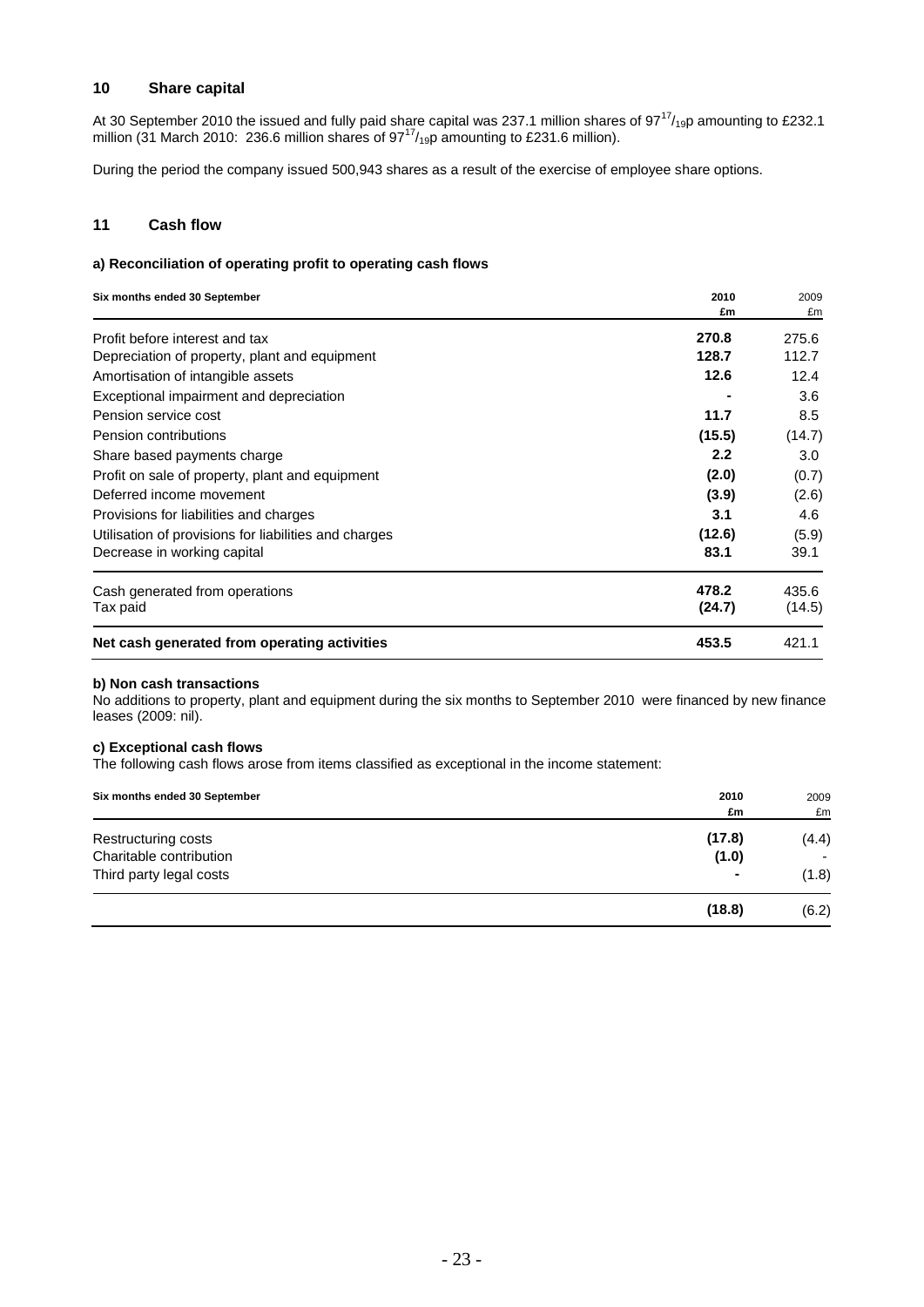## 10 Share capital

At 30 September 2010 the issued and fully paid share capital was 237.1 million shares of $97^{17}/_{19}$p amounting to £232.1 million (31 March 2010: 236.6 million shares of $97^{17}/_{19}$p amounting to £231.6 million).

During the period the company issued 500,943 shares as a result of the exercise of employee share options.

## 11 Cash flow

### a) Reconciliation of operating profit to operating cash flows

| Six months ended 30 September | 2010 £m | 2009 £m |
|---|---|---|
| Profit before interest and tax | **270.8** | 275.6 |
| Depreciation of property, plant and equipment | **128.7** | 112.7 |
| Amortisation of intangible assets | **12.6** | 12.4 |
| Exceptional impairment and depreciation | **-** | 3.6 |
| Pension service cost | **11.7** | 8.5 |
| Pension contributions | **(15.5)** | (14.7) |
| Share based payments charge | **2.2** | 3.0 |
| Profit on sale of property, plant and equipment | **(2.0)** | (0.7) |
| Deferred income movement | **(3.9)** | (2.6) |
| Provisions for liabilities and charges | **3.1** | 4.6 |
| Utilisation of provisions for liabilities and charges | **(12.6)** | (5.9) |
| Decrease in working capital | **83.1** | 39.1 |
| Cash generated from operations | **478.2** | 435.6 |
| Tax paid | **(24.7)** | (14.5) |
| **Net cash generated from operating activities** | **453.5** | 421.1 |

### b) Non cash transactions

No additions to property, plant and equipment during the six months to September 2010 were financed by new finance leases (2009: nil).

### c) Exceptional cash flows

The following cash flows arose from items classified as exceptional in the income statement:

| Six months ended 30 September | 2010 £m | 2009 £m |
|---|---|---|
| Restructuring costs | **(17.8)** | (4.4) |
| Charitable contribution | **(1.0)** | - |
| Third party legal costs | **-** | (1.8) |
| | **(18.8)** | (6.2) |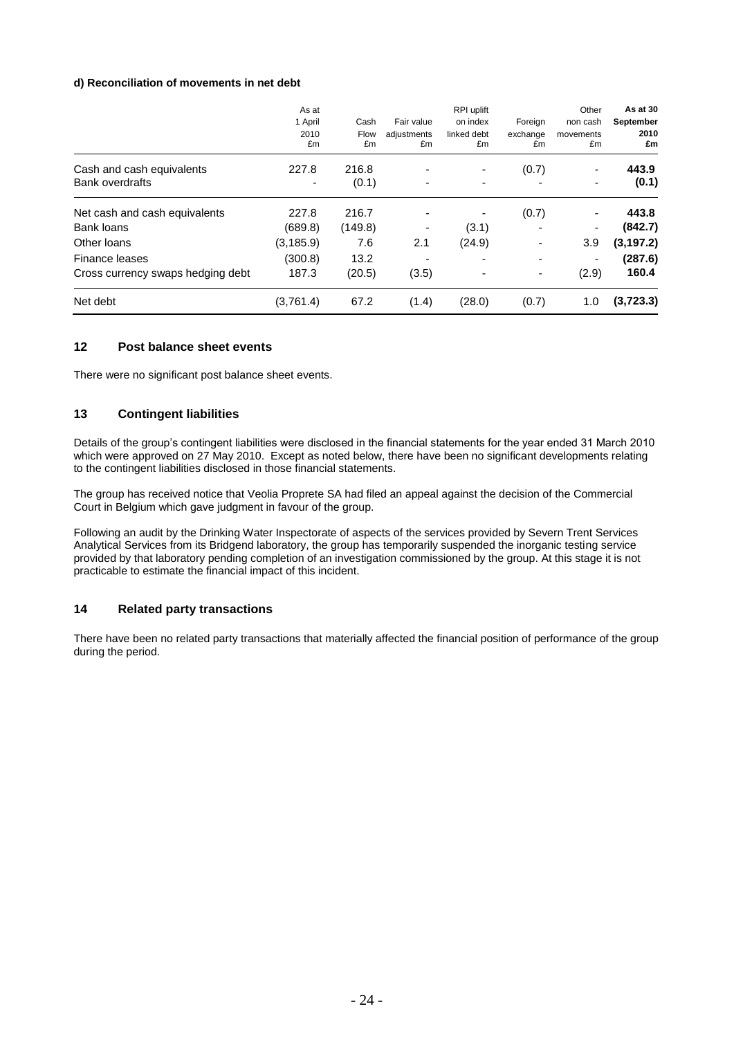**d) Reconciliation of movements in net debt**

| | As at 1 April 2010 £m | Cash Flow £m | Fair value adjustments £m | RPI uplift on index linked debt £m | Foreign exchange £m | Other non cash movements £m | **As at 30 September 2010 £m** |
|---|---|---|---|---|---|---|---|
| Cash and cash equivalents | 227.8 | 216.8 | - | - | (0.7) | - | **443.9** |
| Bank overdrafts | - | (0.1) | - | - | - | - | **(0.1)** |
| Net cash and cash equivalents | 227.8 | 216.7 | - | - | (0.7) | - | **443.8** |
| Bank loans | (689.8) | (149.8) | - | (3.1) | - | - | **(842.7)** |
| Other loans | (3,185.9) | 7.6 | 2.1 | (24.9) | - | 3.9 | **(3,197.2)** |
| Finance leases | (300.8) | 13.2 | - | - | - | - | **(287.6)** |
| Cross currency swaps hedging debt | 187.3 | (20.5) | (3.5) | - | - | (2.9) | **160.4** |
| Net debt | (3,761.4) | 67.2 | (1.4) | (28.0) | (0.7) | 1.0 | **(3,723.3)** |

## 12 Post balance sheet events

There were no significant post balance sheet events.

## 13 Contingent liabilities

Details of the group's contingent liabilities were disclosed in the financial statements for the year ended 31 March 2010 which were approved on 27 May 2010. Except as noted below, there have been no significant developments relating to the contingent liabilities disclosed in those financial statements.

The group has received notice that Veolia Proprete SA had filed an appeal against the decision of the Commercial Court in Belgium which gave judgment in favour of the group.

Following an audit by the Drinking Water Inspectorate of aspects of the services provided by Severn Trent Services Analytical Services from its Bridgend laboratory, the group has temporarily suspended the inorganic testing service provided by that laboratory pending completion of an investigation commissioned by the group. At this stage it is not practicable to estimate the financial impact of this incident.

## 14 Related party transactions

There have been no related party transactions that materially affected the financial position of performance of the group during the period.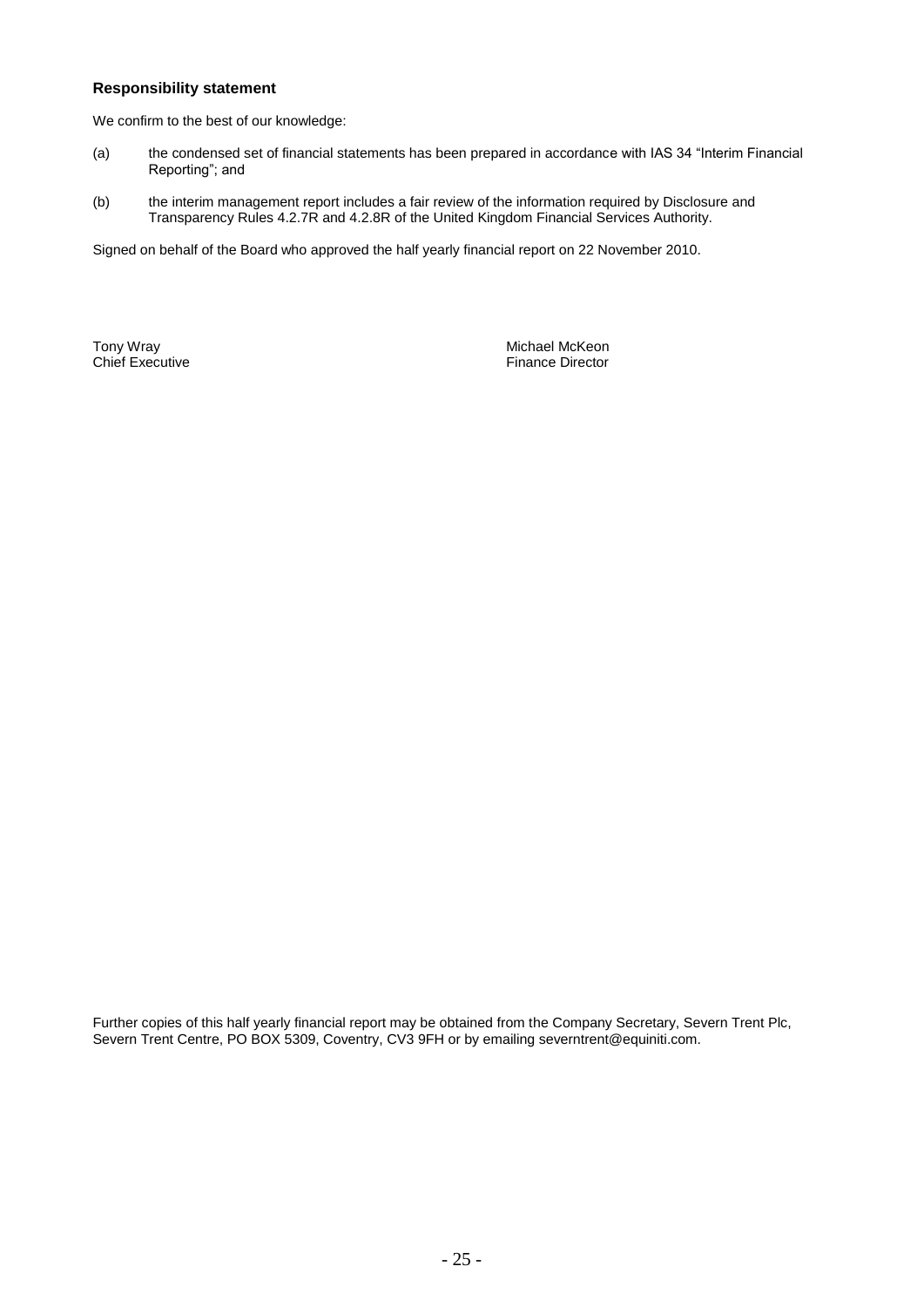**Responsibility statement**

We confirm to the best of our knowledge:

(a) the condensed set of financial statements has been prepared in accordance with IAS 34 "Interim Financial Reporting"; and

(b) the interim management report includes a fair review of the information required by Disclosure and Transparency Rules 4.2.7R and 4.2.8R of the United Kingdom Financial Services Authority.

Signed on behalf of the Board who approved the half yearly financial report on 22 November 2010.

Tony Wray
Chief Executive

Michael McKeon
Finance Director

Further copies of this half yearly financial report may be obtained from the Company Secretary, Severn Trent Plc, Severn Trent Centre, PO BOX 5309, Coventry, CV3 9FH or by emailing severntrent@equiniti.com.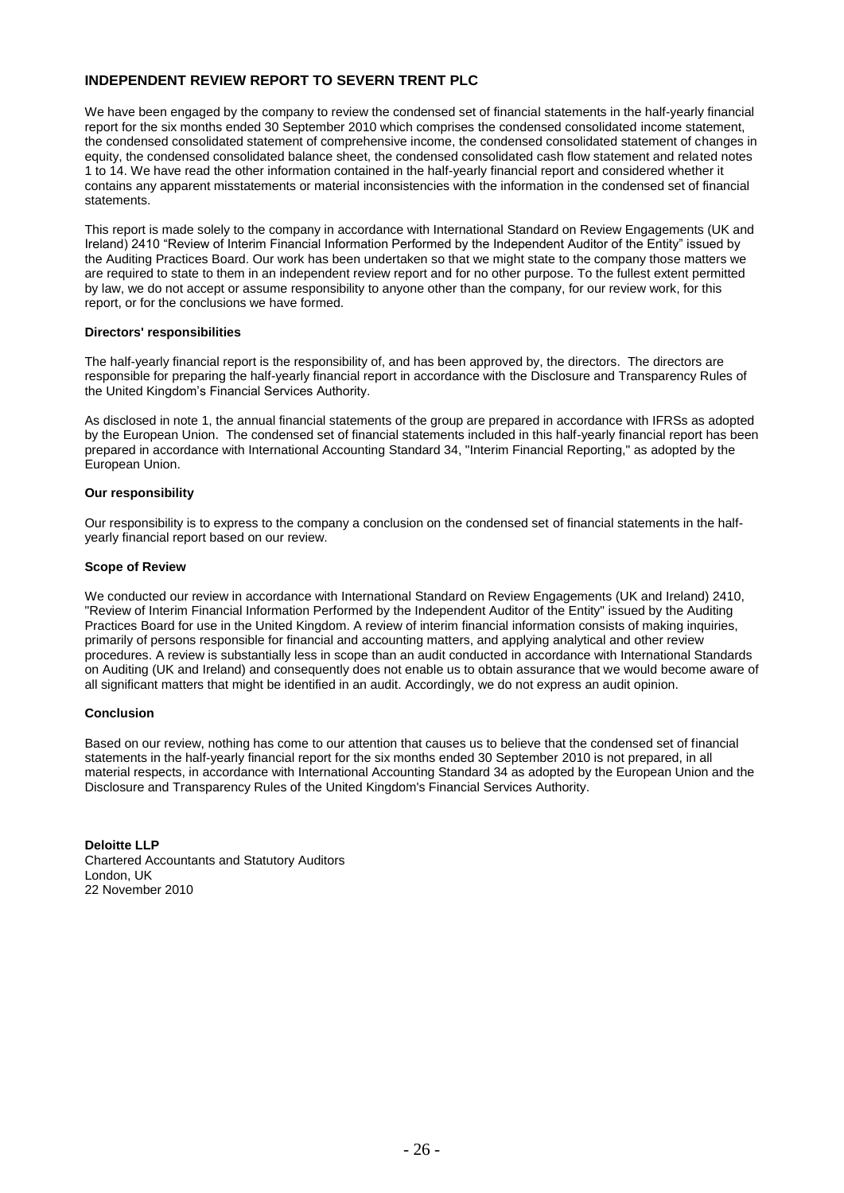## INDEPENDENT REVIEW REPORT TO SEVERN TRENT PLC

We have been engaged by the company to review the condensed set of financial statements in the half-yearly financial report for the six months ended 30 September 2010 which comprises the condensed consolidated income statement, the condensed consolidated statement of comprehensive income, the condensed consolidated statement of changes in equity, the condensed consolidated balance sheet, the condensed consolidated cash flow statement and related notes 1 to 14. We have read the other information contained in the half-yearly financial report and considered whether it contains any apparent misstatements or material inconsistencies with the information in the condensed set of financial statements.

This report is made solely to the company in accordance with International Standard on Review Engagements (UK and Ireland) 2410 "Review of Interim Financial Information Performed by the Independent Auditor of the Entity" issued by the Auditing Practices Board. Our work has been undertaken so that we might state to the company those matters we are required to state to them in an independent review report and for no other purpose. To the fullest extent permitted by law, we do not accept or assume responsibility to anyone other than the company, for our review work, for this report, or for the conclusions we have formed.

**Directors' responsibilities**

The half-yearly financial report is the responsibility of, and has been approved by, the directors. The directors are responsible for preparing the half-yearly financial report in accordance with the Disclosure and Transparency Rules of the United Kingdom's Financial Services Authority.

As disclosed in note 1, the annual financial statements of the group are prepared in accordance with IFRSs as adopted by the European Union. The condensed set of financial statements included in this half-yearly financial report has been prepared in accordance with International Accounting Standard 34, "Interim Financial Reporting," as adopted by the European Union.

**Our responsibility**

Our responsibility is to express to the company a conclusion on the condensed set of financial statements in the half-yearly financial report based on our review.

**Scope of Review**

We conducted our review in accordance with International Standard on Review Engagements (UK and Ireland) 2410, "Review of Interim Financial Information Performed by the Independent Auditor of the Entity" issued by the Auditing Practices Board for use in the United Kingdom. A review of interim financial information consists of making inquiries, primarily of persons responsible for financial and accounting matters, and applying analytical and other review procedures. A review is substantially less in scope than an audit conducted in accordance with International Standards on Auditing (UK and Ireland) and consequently does not enable us to obtain assurance that we would become aware of all significant matters that might be identified in an audit. Accordingly, we do not express an audit opinion.

**Conclusion**

Based on our review, nothing has come to our attention that causes us to believe that the condensed set of financial statements in the half-yearly financial report for the six months ended 30 September 2010 is not prepared, in all material respects, in accordance with International Accounting Standard 34 as adopted by the European Union and the Disclosure and Transparency Rules of the United Kingdom's Financial Services Authority.

**Deloitte LLP**
Chartered Accountants and Statutory Auditors
London, UK
22 November 2010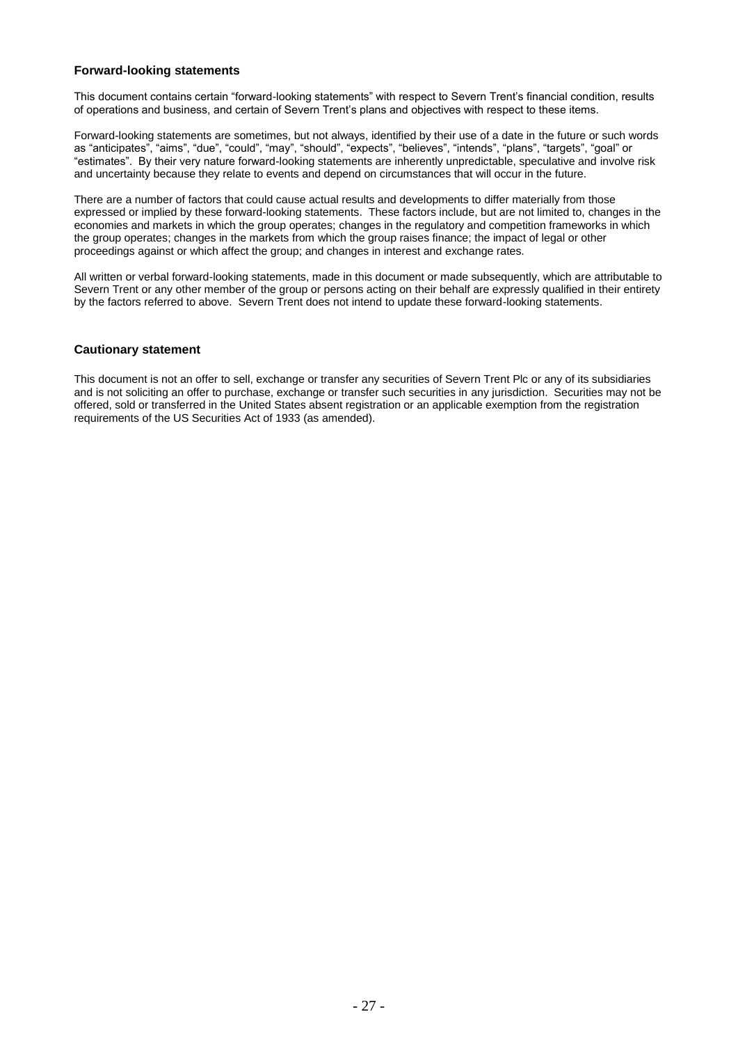## Forward-looking statements

This document contains certain "forward-looking statements" with respect to Severn Trent's financial condition, results of operations and business, and certain of Severn Trent's plans and objectives with respect to these items.

Forward-looking statements are sometimes, but not always, identified by their use of a date in the future or such words as "anticipates", "aims", "due", "could", "may", "should", "expects", "believes", "intends", "plans", "targets", "goal" or "estimates". By their very nature forward-looking statements are inherently unpredictable, speculative and involve risk and uncertainty because they relate to events and depend on circumstances that will occur in the future.

There are a number of factors that could cause actual results and developments to differ materially from those expressed or implied by these forward-looking statements. These factors include, but are not limited to, changes in the economies and markets in which the group operates; changes in the regulatory and competition frameworks in which the group operates; changes in the markets from which the group raises finance; the impact of legal or other proceedings against or which affect the group; and changes in interest and exchange rates.

All written or verbal forward-looking statements, made in this document or made subsequently, which are attributable to Severn Trent or any other member of the group or persons acting on their behalf are expressly qualified in their entirety by the factors referred to above. Severn Trent does not intend to update these forward-looking statements.

## Cautionary statement

This document is not an offer to sell, exchange or transfer any securities of Severn Trent Plc or any of its subsidiaries and is not soliciting an offer to purchase, exchange or transfer such securities in any jurisdiction. Securities may not be offered, sold or transferred in the United States absent registration or an applicable exemption from the registration requirements of the US Securities Act of 1933 (as amended).